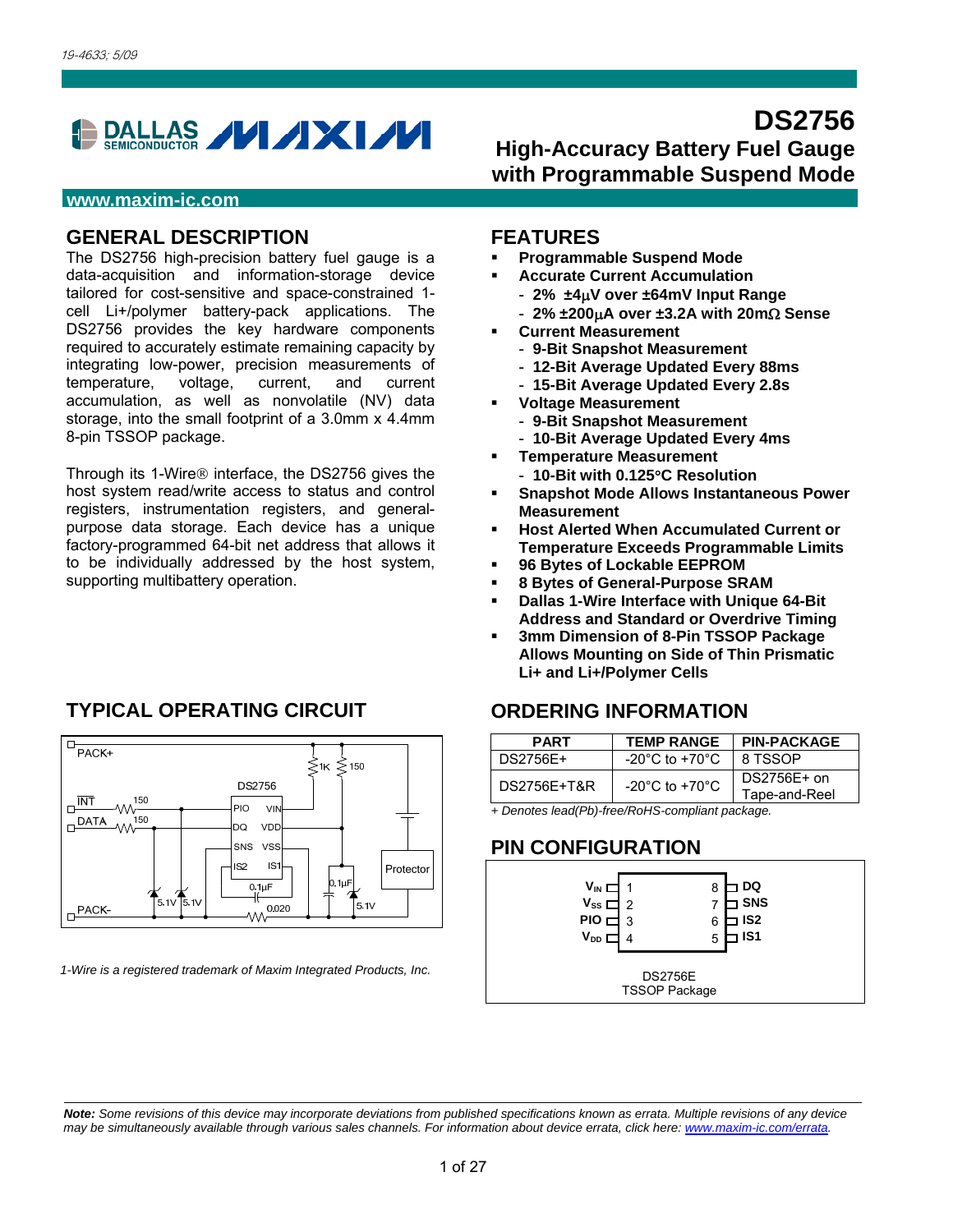19-4633; 5/09

# DS2756

## High-Accuracy Battery Fuel Gauge with Programmable Suspend Mode

www.maxim-ic.com

## GENERAL DESCRIPTION

The DS2756 high-precision battery fuel gauge is a data-acquisition and information-storage device tailored for cost-sensitive and space-constrained 1-cell Li+/polymer battery-pack applications. The DS2756 provides the key hardware components required to accurately estimate remaining capacity by integrating low-power, precision measurements of temperature, voltage, current, and current accumulation, as well as nonvolatile (NV) data storage, into the small footprint of a 3.0mm x 4.4mm 8-pin TSSOP package.

Through its 1-Wire® interface, the DS2756 gives the host system read/write access to status and control registers, instrumentation registers, and general-purpose data storage. Each device has a unique factory-programmed 64-bit net address that allows it to be individually addressed by the host system, supporting multibattery operation.

## FEATURES

- **Programmable Suspend Mode**
- **Accurate Current Accumulation**
  - **2% ±4μV over ±64mV Input Range**
  - **2% ±200μA over ±3.2A with 20mΩ Sense**
- **Current Measurement**
  - **9-Bit Snapshot Measurement**
  - **12-Bit Average Updated Every 88ms**
  - **15-Bit Average Updated Every 2.8s**
- **Voltage Measurement**
  - **9-Bit Snapshot Measurement**
  - **10-Bit Average Updated Every 4ms**
- **Temperature Measurement**
  - **10-Bit with 0.125°C Resolution**
- **Snapshot Mode Allows Instantaneous Power Measurement**
- **Host Alerted When Accumulated Current or Temperature Exceeds Programmable Limits**
- **96 Bytes of Lockable EEPROM**
- **8 Bytes of General-Purpose SRAM**
- **Dallas 1-Wire Interface with Unique 64-Bit Address and Standard or Overdrive Timing**
- **3mm Dimension of 8-Pin TSSOP Package Allows Mounting on Side of Thin Prismatic Li+ and Li+/Polymer Cells**

## TYPICAL OPERATING CIRCUIT

PACK+, INT, DATA, PACK-, 150, 150, 1K, 150, DS2756, PIO, VIN, DQ, VDD, SNS, VSS, IS2, IS1, 0.1μF, 0.1μF, 0.020, 5.1V, 5.1V, 5.1V, Protector

*1-Wire is a registered trademark of Maxim Integrated Products, Inc.*

## ORDERING INFORMATION

| PART | TEMP RANGE | PIN-PACKAGE |
|---|---|---|
| DS2756E+ | -20°C to +70°C | 8 TSSOP |
| DS2756E+T&R | -20°C to +70°C | DS2756E+ on Tape-and-Reel |

*+ Denotes lead(Pb)-free/RoHS-compliant package.*

## PIN CONFIGURATION

| Pin | Name | Pin | Name |
|---|---|---|---|
| 1 | $V_{IN}$ | 8 | DQ |
| 2 | $V_{SS}$ | 7 | SNS |
| 3 | PIO | 6 | IS2 |
| 4 | $V_{DD}$ | 5 | IS1 |

DS2756E
TSSOP Package

***Note:*** *Some revisions of this device may incorporate deviations from published specifications known as errata. Multiple revisions of any device may be simultaneously available through various sales channels. For information about device errata, click here: www.maxim-ic.com/errata.*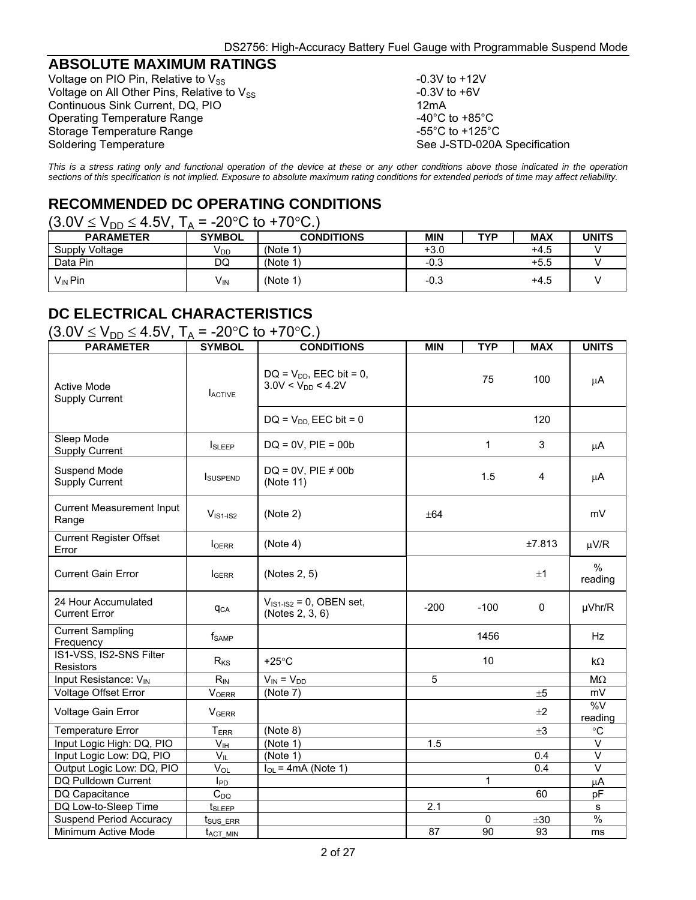## ABSOLUTE MAXIMUM RATINGS

| | |
|---|---|
| Voltage on PIO Pin, Relative to $V_{SS}$ | -0.3V to +12V |
| Voltage on All Other Pins, Relative to $V_{SS}$ | -0.3V to +6V |
| Continuous Sink Current, DQ, PIO | 12mA |
| Operating Temperature Range | -40°C to +85°C |
| Storage Temperature Range | -55°C to +125°C |
| Soldering Temperature | See J-STD-020A Specification |

*This is a stress rating only and functional operation of the device at these or any other conditions above those indicated in the operation sections of this specification is not implied. Exposure to absolute maximum rating conditions for extended periods of time may affect reliability.*

## RECOMMENDED DC OPERATING CONDITIONS

($3.0V \leq V_{DD} \leq 4.5V$, $T_A$ = -20°C to +70°C.)

| PARAMETER | SYMBOL | CONDITIONS | MIN | TYP | MAX | UNITS |
|---|---|---|---|---|---|---|
| Supply Voltage | $V_{DD}$ | (Note 1) | +3.0 | | +4.5 | V |
| Data Pin | DQ | (Note 1) | -0.3 | | +5.5 | V |
| $V_{IN}$ Pin | $V_{IN}$ | (Note 1) | -0.3 | | +4.5 | V |

## DC ELECTRICAL CHARACTERISTICS

($3.0V \leq V_{DD} \leq 4.5V$, $T_A$ = -20°C to +70°C.)

| PARAMETER | SYMBOL | CONDITIONS | MIN | TYP | MAX | UNITS |
|---|---|---|---|---|---|---|
| Active Mode Supply Current | $I_{ACTIVE}$ | DQ = $V_{DD}$, EEC bit = 0, 3.0V < $V_{DD}$ < 4.2V | | 75 | 100 | µA |
| | | DQ = $V_{DD}$, EEC bit = 0 | | | 120 | |
| Sleep Mode Supply Current | $I_{SLEEP}$ | DQ = 0V, PIE = 00b | | 1 | 3 | µA |
| Suspend Mode Supply Current | $I_{SUSPEND}$ | DQ = 0V, PIE ≠ 00b (Note 11) | | 1.5 | 4 | µA |
| Current Measurement Input Range | $V_{IS1-IS2}$ | (Note 2) | ±64 | | | mV |
| Current Register Offset Error | $I_{OERR}$ | (Note 4) | | | ±7.813 | µV/R |
| Current Gain Error | $I_{GERR}$ | (Notes 2, 5) | | | ±1 | % reading |
| 24 Hour Accumulated Current Error | $q_{CA}$ | $V_{IS1-IS2}$ = 0, OBEN set, (Notes 2, 3, 6) | -200 | -100 | 0 | µVhr/R |
| Current Sampling Frequency | $f_{SAMP}$ | | | 1456 | | Hz |
| IS1-VSS, IS2-SNS Filter Resistors | $R_{KS}$ | +25°C | | 10 | | kΩ |
| Input Resistance: $V_{IN}$ | $R_{IN}$ | $V_{IN}$ = $V_{DD}$ | 5 | | | MΩ |
| Voltage Offset Error | $V_{OERR}$ | (Note 7) | | | ±5 | mV |
| Voltage Gain Error | $V_{GERR}$ | | | | ±2 | %V reading |
| Temperature Error | $T_{ERR}$ | (Note 8) | | | ±3 | °C |
| Input Logic High: DQ, PIO | $V_{IH}$ | (Note 1) | 1.5 | | | V |
| Input Logic Low: DQ, PIO | $V_{IL}$ | (Note 1) | | | 0.4 | V |
| Output Logic Low: DQ, PIO | $V_{OL}$ | $I_{OL}$ = 4mA (Note 1) | | | 0.4 | V |
| DQ Pulldown Current | $I_{PD}$ | | | 1 | | µA |
| DQ Capacitance | $C_{DQ}$ | | | | 60 | pF |
| DQ Low-to-Sleep Time | $t_{SLEEP}$ | | 2.1 | | | s |
| Suspend Period Accuracy | $t_{SUS\_ERR}$ | | | 0 | ±30 | % |
| Minimum Active Mode | $t_{ACT\_MIN}$ | | 87 | 90 | 93 | ms |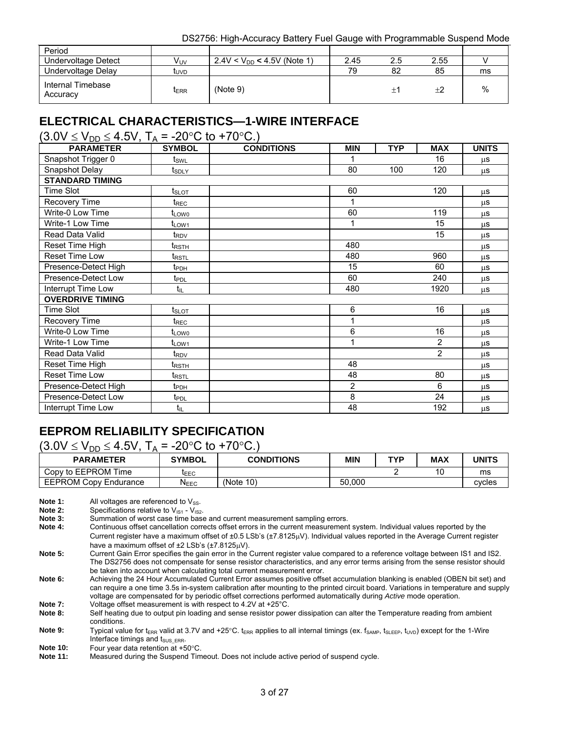| | | | | | | |
|---|---|---|---|---|---|---|
| Period | | | | | | |
| Undervoltage Detect | $V_{UV}$ | $2.4V < V_{DD} < 4.5V$ (Note 1) | 2.45 | 2.5 | 2.55 | V |
| Undervoltage Delay | $t_{UVD}$ | | 79 | 82 | 85 | ms |
| Internal Timebase Accuracy | $t_{ERR}$ | (Note 9) | | ±1 | ±2 | % |

## ELECTRICAL CHARACTERISTICS—1-WIRE INTERFACE

($3.0V \leq V_{DD} \leq 4.5V$, $T_A$ = -20°C to +70°C.)

| PARAMETER | SYMBOL | CONDITIONS | MIN | TYP | MAX | UNITS |
|---|---|---|---|---|---|---|
| Snapshot Trigger 0 | $t_{SWL}$ | | 1 | | 16 | µs |
| Snapshot Delay | $t_{SDLY}$ | | 80 | 100 | 120 | µs |
| **STANDARD TIMING** | | | | | | |
| Time Slot | $t_{SLOT}$ | | 60 | | 120 | µs |
| Recovery Time | $t_{REC}$ | | 1 | | | µs |
| Write-0 Low Time | $t_{LOW0}$ | | 60 | | 119 | µs |
| Write-1 Low Time | $t_{LOW1}$ | | 1 | | 15 | µs |
| Read Data Valid | $t_{RDV}$ | | | | 15 | µs |
| Reset Time High | $t_{RSTH}$ | | 480 | | | µs |
| Reset Time Low | $t_{RSTL}$ | | 480 | | 960 | µs |
| Presence-Detect High | $t_{PDH}$ | | 15 | | 60 | µs |
| Presence-Detect Low | $t_{PDL}$ | | 60 | | 240 | µs |
| Interrupt Time Low | $t_{IL}$ | | 480 | | 1920 | µs |
| **OVERDRIVE TIMING** | | | | | | |
| Time Slot | $t_{SLOT}$ | | 6 | | 16 | µs |
| Recovery Time | $t_{REC}$ | | 1 | | | µs |
| Write-0 Low Time | $t_{LOW0}$ | | 6 | | 16 | µs |
| Write-1 Low Time | $t_{LOW1}$ | | 1 | | 2 | µs |
| Read Data Valid | $t_{RDV}$ | | | | 2 | µs |
| Reset Time High | $t_{RSTH}$ | | 48 | | | µs |
| Reset Time Low | $t_{RSTL}$ | | 48 | | 80 | µs |
| Presence-Detect High | $t_{PDH}$ | | 2 | | 6 | µs |
| Presence-Detect Low | $t_{PDL}$ | | 8 | | 24 | µs |
| Interrupt Time Low | $t_{IL}$ | | 48 | | 192 | µs |

## EEPROM RELIABILITY SPECIFICATION

($3.0V \leq V_{DD} \leq 4.5V$, $T_A$ = -20°C to +70°C.)

| PARAMETER | SYMBOL | CONDITIONS | MIN | TYP | MAX | UNITS |
|---|---|---|---|---|---|---|
| Copy to EEPROM Time | $t_{EEC}$ | | | 2 | 10 | ms |
| EEPROM Copy Endurance | $N_{EEC}$ | (Note 10) | 50,000 | | | cycles |

**Note 1:** All voltages are referenced to $V_{SS}$.
**Note 2:** Specifications relative to $V_{IS1}$ - $V_{IS2}$.
**Note 3:** Summation of worst case time base and current measurement sampling errors.
**Note 4:** Continuous offset cancellation corrects offset errors in the current measurement system. Individual values reported by the Current register have a maximum offset of ±0.5 LSb's (±7.8125µV). Individual values reported in the Average Current register have a maximum offset of ±2 LSb's (±7.8125µV).
**Note 5:** Current Gain Error specifies the gain error in the Current register value compared to a reference voltage between IS1 and IS2. The DS2756 does not compensate for sense resistor characteristics, and any error terms arising from the sense resistor should be taken into account when calculating total current measurement error.
**Note 6:** Achieving the 24 Hour Accumulated Current Error assumes positive offset accumulation blanking is enabled (OBEN bit set) and can require a one time 3.5s in-system calibration after mounting to the printed circuit board. Variations in temperature and supply voltage are compensated for by periodic offset corrections performed automatically during *Active* mode operation.
**Note 7:** Voltage offset measurement is with respect to 4.2V at +25°C.
**Note 8:** Self heating due to output pin loading and sense resistor power dissipation can alter the Temperature reading from ambient conditions.
**Note 9:** Typical value for $t_{ERR}$ valid at 3.7V and +25°C. $t_{ERR}$ applies to all internal timings (ex. $f_{SAMP}$, $t_{SLEEP}$, $t_{UVD}$) except for the 1-Wire Interface timings and $t_{SUS\_ERR}$.
**Note 10:** Four year data retention at +50°C.
**Note 11:** Measured during the Suspend Timeout. Does not include active period of suspend cycle.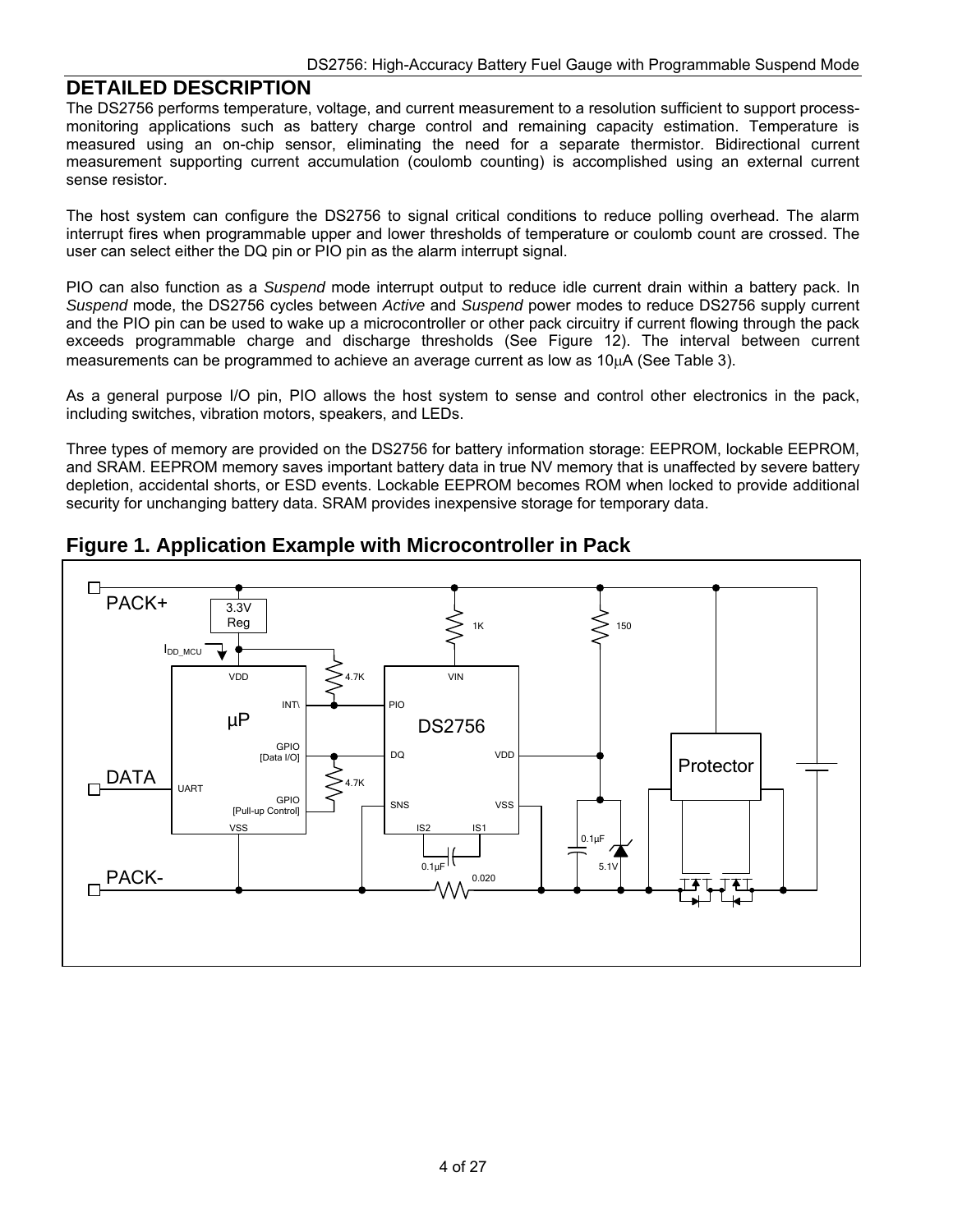## DETAILED DESCRIPTION

The DS2756 performs temperature, voltage, and current measurement to a resolution sufficient to support process-monitoring applications such as battery charge control and remaining capacity estimation. Temperature is measured using an on-chip sensor, eliminating the need for a separate thermistor. Bidirectional current measurement supporting current accumulation (coulomb counting) is accomplished using an external current sense resistor.

The host system can configure the DS2756 to signal critical conditions to reduce polling overhead. The alarm interrupt fires when programmable upper and lower thresholds of temperature or coulomb count are crossed. The user can select either the DQ pin or PIO pin as the alarm interrupt signal.

PIO can also function as a *Suspend* mode interrupt output to reduce idle current drain within a battery pack. In *Suspend* mode, the DS2756 cycles between *Active* and *Suspend* power modes to reduce DS2756 supply current and the PIO pin can be used to wake up a microcontroller or other pack circuitry if current flowing through the pack exceeds programmable charge and discharge thresholds (See Figure 12). The interval between current measurements can be programmed to achieve an average current as low as 10μA (See Table 3).

As a general purpose I/O pin, PIO allows the host system to sense and control other electronics in the pack, including switches, vibration motors, speakers, and LEDs.

Three types of memory are provided on the DS2756 for battery information storage: EEPROM, lockable EEPROM, and SRAM. EEPROM memory saves important battery data in true NV memory that is unaffected by severe battery depletion, accidental shorts, or ESD events. Lockable EEPROM becomes ROM when locked to provide additional security for unchanging battery data. SRAM provides inexpensive storage for temporary data.

## Figure 1. Application Example with Microcontroller in Pack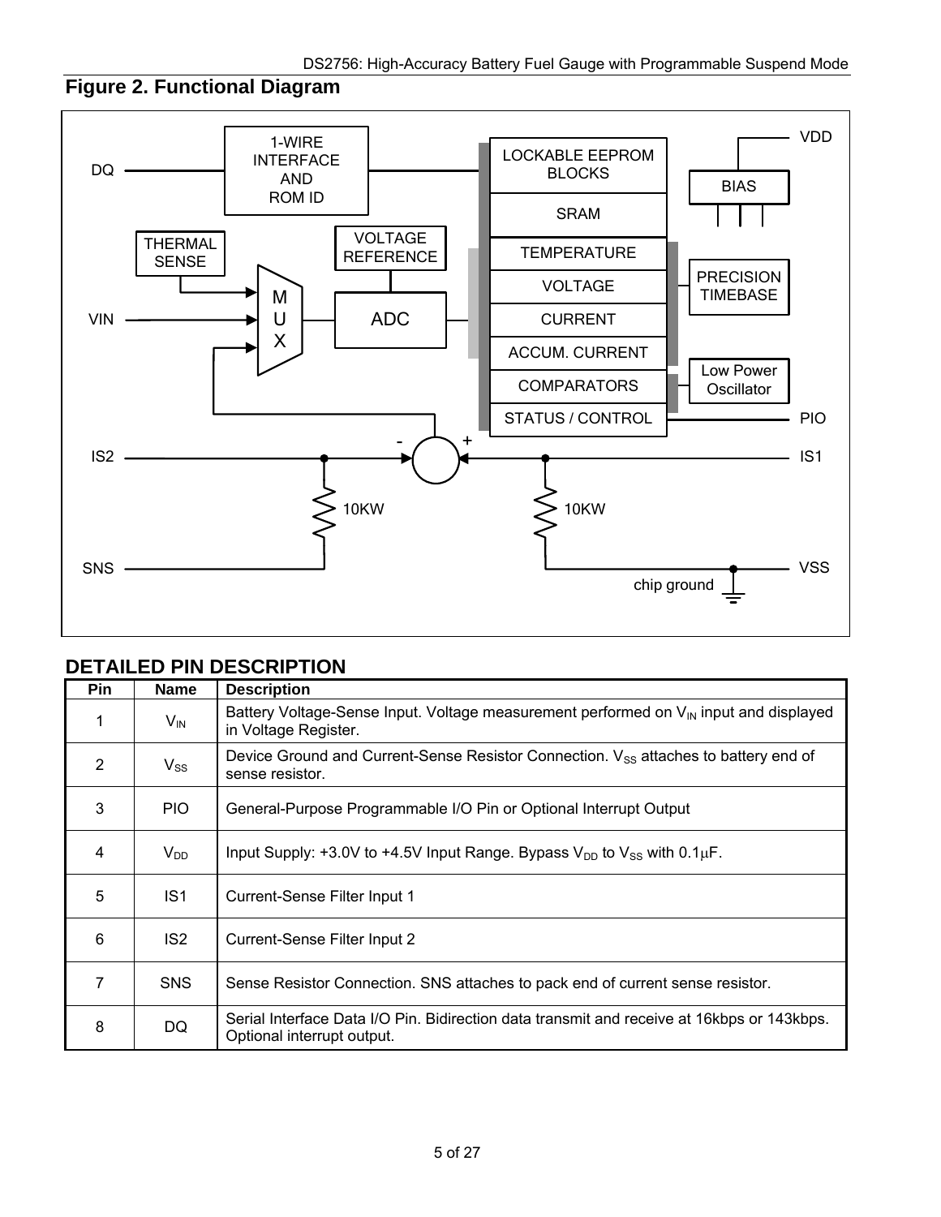## Figure 2. Functional Diagram

## DETAILED PIN DESCRIPTION

| Pin | Name | Description |
|---|---|---|
| 1 | $V_{IN}$ | Battery Voltage-Sense Input. Voltage measurement performed on $V_{IN}$ input and displayed in Voltage Register. |
| 2 | $V_{SS}$ | Device Ground and Current-Sense Resistor Connection. $V_{SS}$ attaches to battery end of sense resistor. |
| 3 | PIO | General-Purpose Programmable I/O Pin or Optional Interrupt Output |
| 4 | $V_{DD}$ | Input Supply: +3.0V to +4.5V Input Range. Bypass $V_{DD}$ to $V_{SS}$ with 0.1μF. |
| 5 | IS1 | Current-Sense Filter Input 1 |
| 6 | IS2 | Current-Sense Filter Input 2 |
| 7 | SNS | Sense Resistor Connection. SNS attaches to pack end of current sense resistor. |
| 8 | DQ | Serial Interface Data I/O Pin. Bidirection data transmit and receive at 16kbps or 143kbps. Optional interrupt output. |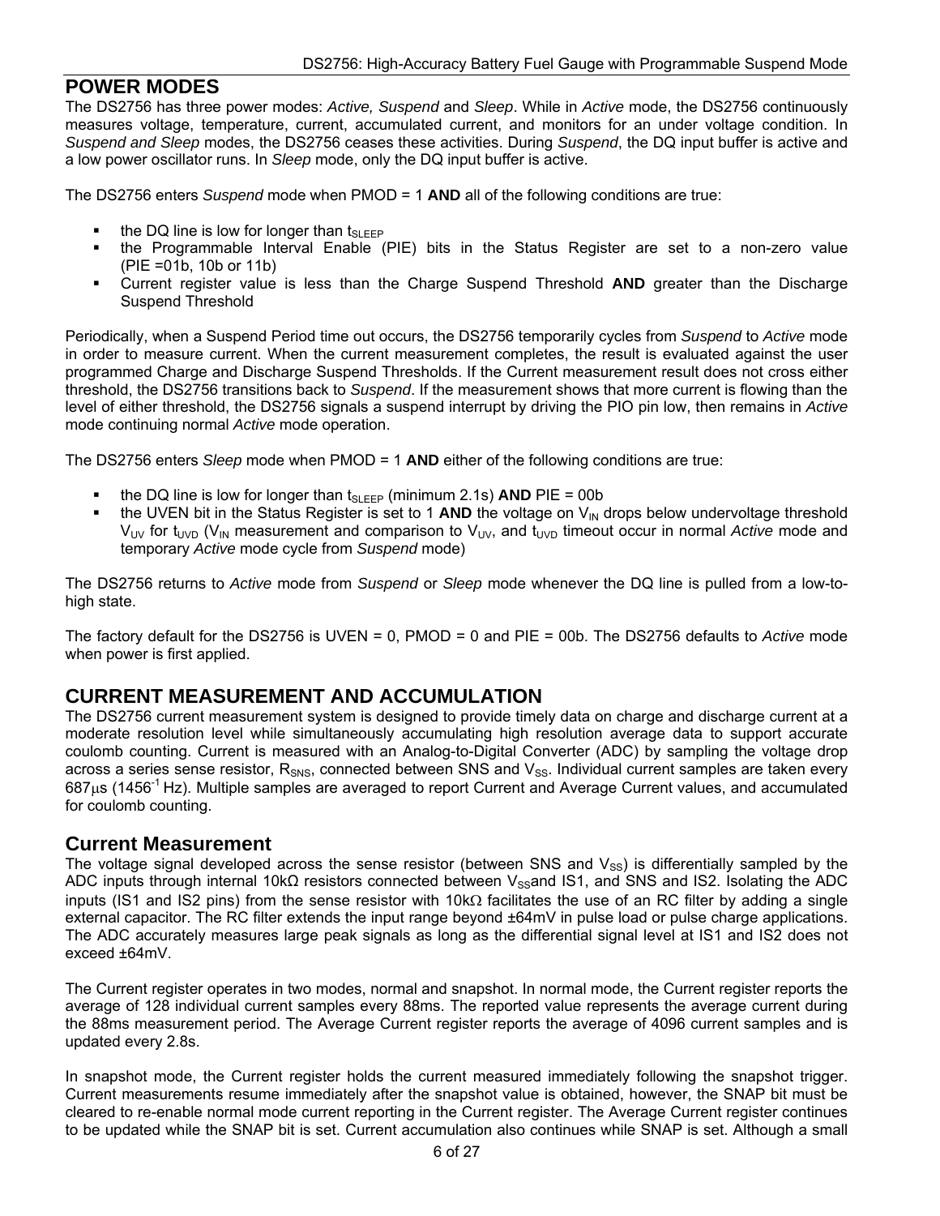## POWER MODES

The DS2756 has three power modes: *Active, Suspend* and *Sleep*. While in *Active* mode, the DS2756 continuously measures voltage, temperature, current, accumulated current, and monitors for an under voltage condition. In *Suspend and Sleep* modes, the DS2756 ceases these activities. During *Suspend*, the DQ input buffer is active and a low power oscillator runs. In *Sleep* mode, only the DQ input buffer is active.

The DS2756 enters *Suspend* mode when PMOD = 1 **AND** all of the following conditions are true:

- the DQ line is low for longer than $t_{SLEEP}$
- the Programmable Interval Enable (PIE) bits in the Status Register are set to a non-zero value (PIE =01b, 10b or 11b)
- Current register value is less than the Charge Suspend Threshold **AND** greater than the Discharge Suspend Threshold

Periodically, when a Suspend Period time out occurs, the DS2756 temporarily cycles from *Suspend* to *Active* mode in order to measure current. When the current measurement completes, the result is evaluated against the user programmed Charge and Discharge Suspend Thresholds. If the Current measurement result does not cross either threshold, the DS2756 transitions back to *Suspend*. If the measurement shows that more current is flowing than the level of either threshold, the DS2756 signals a suspend interrupt by driving the PIO pin low, then remains in *Active* mode continuing normal *Active* mode operation.

The DS2756 enters *Sleep* mode when PMOD = 1 **AND** either of the following conditions are true:

- the DQ line is low for longer than $t_{SLEEP}$ (minimum 2.1s) **AND** PIE = 00b
- the UVEN bit in the Status Register is set to 1 **AND** the voltage on $V_{IN}$ drops below undervoltage threshold $V_{UV}$ for $t_{UVD}$ ($V_{IN}$ measurement and comparison to $V_{UV}$, and $t_{UVD}$ timeout occur in normal *Active* mode and temporary *Active* mode cycle from *Suspend* mode)

The DS2756 returns to *Active* mode from *Suspend* or *Sleep* mode whenever the DQ line is pulled from a low-to-high state.

The factory default for the DS2756 is UVEN = 0, PMOD = 0 and PIE = 00b. The DS2756 defaults to *Active* mode when power is first applied.

## CURRENT MEASUREMENT AND ACCUMULATION

The DS2756 current measurement system is designed to provide timely data on charge and discharge current at a moderate resolution level while simultaneously accumulating high resolution average data to support accurate coulomb counting. Current is measured with an Analog-to-Digital Converter (ADC) by sampling the voltage drop across a series sense resistor, $R_{SNS}$, connected between SNS and $V_{SS}$. Individual current samples are taken every 687μs ($1456^{-1}$ Hz). Multiple samples are averaged to report Current and Average Current values, and accumulated for coulomb counting.

### Current Measurement

The voltage signal developed across the sense resistor (between SNS and $V_{SS}$) is differentially sampled by the ADC inputs through internal 10kΩ resistors connected between $V_{SS}$and IS1, and SNS and IS2. Isolating the ADC inputs (IS1 and IS2 pins) from the sense resistor with 10kΩ facilitates the use of an RC filter by adding a single external capacitor. The RC filter extends the input range beyond ±64mV in pulse load or pulse charge applications. The ADC accurately measures large peak signals as long as the differential signal level at IS1 and IS2 does not exceed ±64mV.

The Current register operates in two modes, normal and snapshot. In normal mode, the Current register reports the average of 128 individual current samples every 88ms. The reported value represents the average current during the 88ms measurement period. The Average Current register reports the average of 4096 current samples and is updated every 2.8s.

In snapshot mode, the Current register holds the current measured immediately following the snapshot trigger. Current measurements resume immediately after the snapshot value is obtained, however, the SNAP bit must be cleared to re-enable normal mode current reporting in the Current register. The Average Current register continues to be updated while the SNAP bit is set. Current accumulation also continues while SNAP is set. Although a small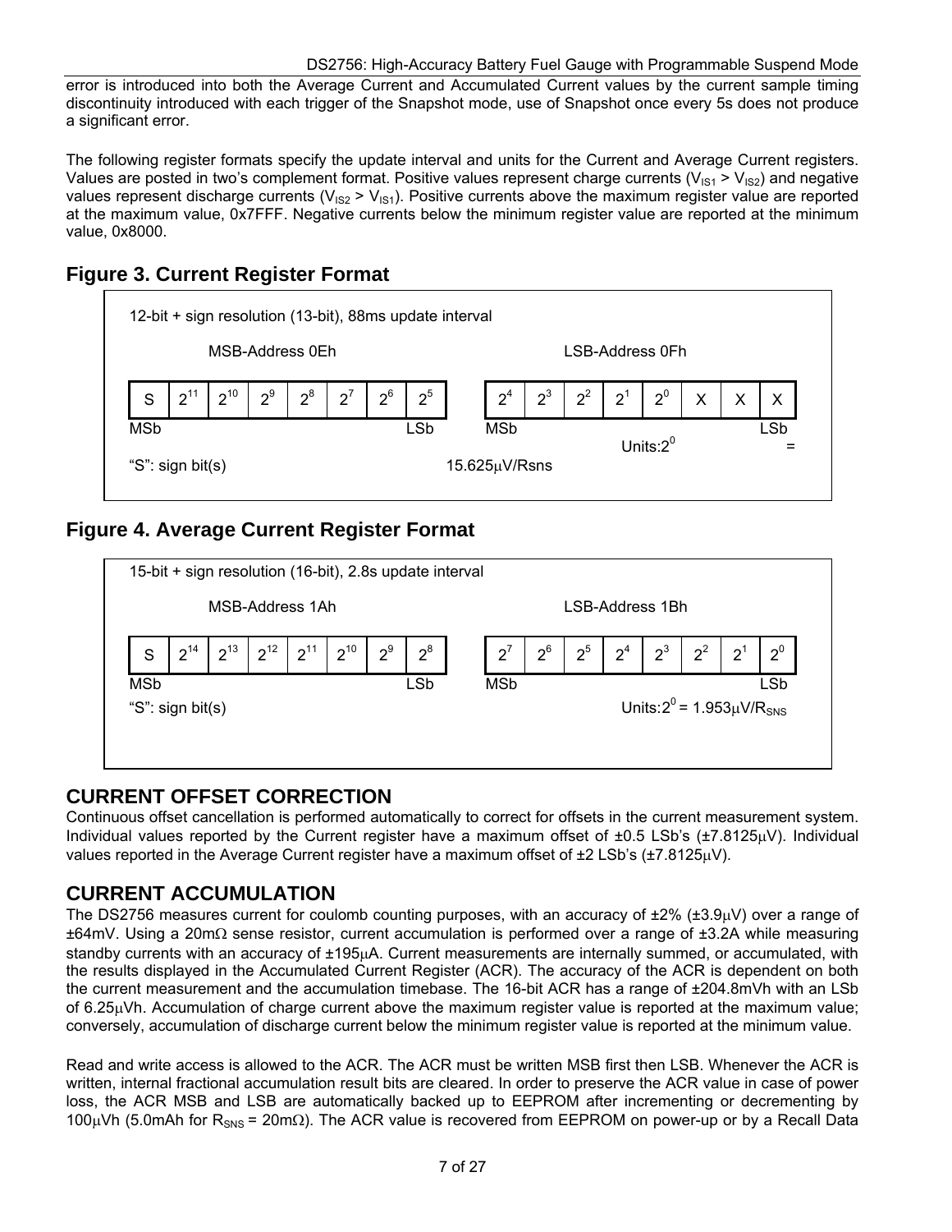error is introduced into both the Average Current and Accumulated Current values by the current sample timing discontinuity introduced with each trigger of the Snapshot mode, use of Snapshot once every 5s does not produce a significant error.

The following register formats specify the update interval and units for the Current and Average Current registers. Values are posted in two's complement format. Positive values represent charge currents ($V_{IS1} > V_{IS2}$) and negative values represent discharge currents ($V_{IS2} > V_{IS1}$). Positive currents above the maximum register value are reported at the maximum value, 0x7FFF. Negative currents below the minimum register value are reported at the minimum value, 0x8000.

## Figure 3. Current Register Format

12-bit + sign resolution (13-bit), 88ms update interval

| MSB-Address 0Eh | | | | | | | | LSB-Address 0Fh | | | | | | | |
|---|---|---|---|---|---|---|---|---|---|---|---|---|---|---|---|
| S | $2^{11}$ | $2^{10}$ | $2^{9}$ | $2^{8}$ | $2^{7}$ | $2^{6}$ | $2^{5}$ | $2^{4}$ | $2^{3}$ | $2^{2}$ | $2^{1}$ | $2^{0}$ | X | X | X |
| MSb | | | | | | | LSb | MSb | | | | | | | LSb |

"S": sign bit(s)

Units: $2^0$ = 15.625μV/Rsns

## Figure 4. Average Current Register Format

15-bit + sign resolution (16-bit), 2.8s update interval

| MSB-Address 1Ah | | | | | | | | LSB-Address 1Bh | | | | | | | |
|---|---|---|---|---|---|---|---|---|---|---|---|---|---|---|---|
| S | $2^{14}$ | $2^{13}$ | $2^{12}$ | $2^{11}$ | $2^{10}$ | $2^{9}$ | $2^{8}$ | $2^{7}$ | $2^{6}$ | $2^{5}$ | $2^{4}$ | $2^{3}$ | $2^{2}$ | $2^{1}$ | $2^{0}$ |
| MSb | | | | | | | LSb | MSb | | | | | | | LSb |

"S": sign bit(s)

Units: $2^0$ = 1.953μV/$R_{SNS}$

## CURRENT OFFSET CORRECTION

Continuous offset cancellation is performed automatically to correct for offsets in the current measurement system. Individual values reported by the Current register have a maximum offset of ±0.5 LSb's (±7.8125μV). Individual values reported in the Average Current register have a maximum offset of ±2 LSb's (±7.8125μV).

## CURRENT ACCUMULATION

The DS2756 measures current for coulomb counting purposes, with an accuracy of ±2% (±3.9μV) over a range of ±64mV. Using a 20mΩ sense resistor, current accumulation is performed over a range of ±3.2A while measuring standby currents with an accuracy of ±195μA. Current measurements are internally summed, or accumulated, with the results displayed in the Accumulated Current Register (ACR). The accuracy of the ACR is dependent on both the current measurement and the accumulation timebase. The 16-bit ACR has a range of ±204.8mVh with an LSb of 6.25μVh. Accumulation of charge current above the maximum register value is reported at the maximum value; conversely, accumulation of discharge current below the minimum register value is reported at the minimum value.

Read and write access is allowed to the ACR. The ACR must be written MSB first then LSB. Whenever the ACR is written, internal fractional accumulation result bits are cleared. In order to preserve the ACR value in case of power loss, the ACR MSB and LSB are automatically backed up to EEPROM after incrementing or decrementing by 100μVh (5.0mAh for $R_{SNS}$ = 20mΩ). The ACR value is recovered from EEPROM on power-up or by a Recall Data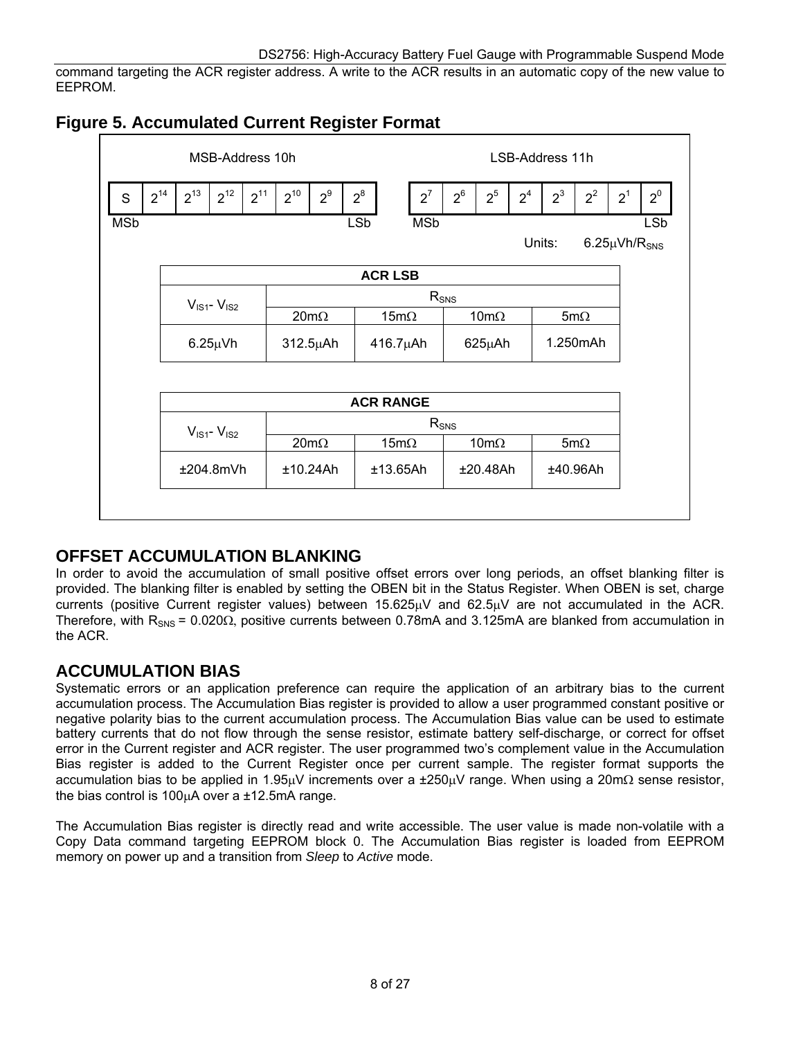command targeting the ACR register address. A write to the ACR results in an automatic copy of the new value to EEPROM.

## Figure 5. Accumulated Current Register Format

| MSB-Address 10h | | | | | | | | LSB-Address 11h | | | | | | | |
|---|---|---|---|---|---|---|---|---|---|---|---|---|---|---|---|
| S | $2^{14}$ | $2^{13}$ | $2^{12}$ | $2^{11}$ | $2^{10}$ | $2^{9}$ | $2^{8}$ | $2^{7}$ | $2^{6}$ | $2^{5}$ | $2^{4}$ | $2^{3}$ | $2^{2}$ | $2^{1}$ | $2^{0}$ |
| MSb | | | | | | | LSb | MSb | | | | | | | LSb |

Units: $6.25\mu Vh/R_{SNS}$

| ACR LSB | | | | |
|---|---|---|---|---|
| $V_{IS1}$- $V_{IS2}$ | $R_{SNS}$ | | | |
| | 20mΩ | 15mΩ | 10mΩ | 5mΩ |
| 6.25μVh | 312.5μAh | 416.7μAh | 625μAh | 1.250mAh |

| ACR RANGE | | | | |
|---|---|---|---|---|
| $V_{IS1}$- $V_{IS2}$ | $R_{SNS}$ | | | |
| | 20mΩ | 15mΩ | 10mΩ | 5mΩ |
| ±204.8mVh | ±10.24Ah | ±13.65Ah | ±20.48Ah | ±40.96Ah |

## OFFSET ACCUMULATION BLANKING

In order to avoid the accumulation of small positive offset errors over long periods, an offset blanking filter is provided. The blanking filter is enabled by setting the OBEN bit in the Status Register. When OBEN is set, charge currents (positive Current register values) between 15.625μV and 62.5μV are not accumulated in the ACR. Therefore, with $R_{SNS}$ = 0.020Ω, positive currents between 0.78mA and 3.125mA are blanked from accumulation in the ACR.

## ACCUMULATION BIAS

Systematic errors or an application preference can require the application of an arbitrary bias to the current accumulation process. The Accumulation Bias register is provided to allow a user programmed constant positive or negative polarity bias to the current accumulation process. The Accumulation Bias value can be used to estimate battery currents that do not flow through the sense resistor, estimate battery self-discharge, or correct for offset error in the Current register and ACR register. The user programmed two's complement value in the Accumulation Bias register is added to the Current Register once per current sample. The register format supports the accumulation bias to be applied in 1.95μV increments over a ±250μV range. When using a 20mΩ sense resistor, the bias control is 100μA over a ±12.5mA range.

The Accumulation Bias register is directly read and write accessible. The user value is made non-volatile with a Copy Data command targeting EEPROM block 0. The Accumulation Bias register is loaded from EEPROM memory on power up and a transition from *Sleep* to *Active* mode.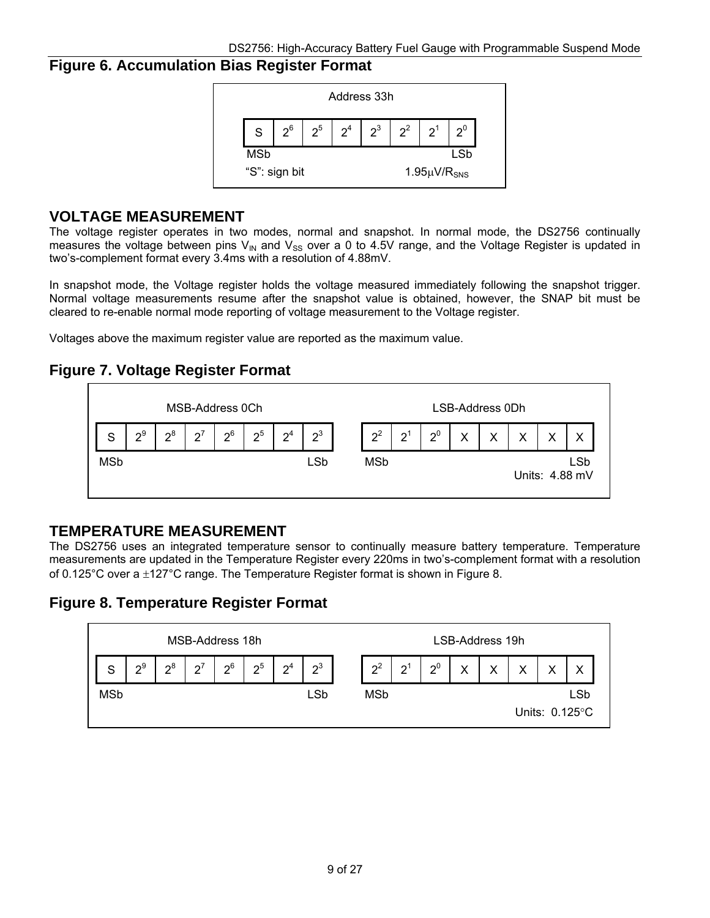## Figure 6. Accumulation Bias Register Format

Address 33h

| S | $2^6$ | $2^5$ | $2^4$ | $2^3$ | $2^2$ | $2^1$ | $2^0$ |
|---|---|---|---|---|---|---|---|
| MSb | | | | | | | LSb |

"S": sign bit $1.95\mu V/R_{SNS}$

## VOLTAGE MEASUREMENT

The voltage register operates in two modes, normal and snapshot. In normal mode, the DS2756 continually measures the voltage between pins $V_{IN}$ and $V_{SS}$ over a 0 to 4.5V range, and the Voltage Register is updated in two's-complement format every 3.4ms with a resolution of 4.88mV.

In snapshot mode, the Voltage register holds the voltage measured immediately following the snapshot trigger. Normal voltage measurements resume after the snapshot value is obtained, however, the SNAP bit must be cleared to re-enable normal mode reporting of voltage measurement to the Voltage register.

Voltages above the maximum register value are reported as the maximum value.

## Figure 7. Voltage Register Format

MSB-Address 0Ch

| S | $2^9$ | $2^8$ | $2^7$ | $2^6$ | $2^5$ | $2^4$ | $2^3$ |
|---|---|---|---|---|---|---|---|
| MSb | | | | | | | LSb |

LSB-Address 0Dh

| $2^2$ | $2^1$ | $2^0$ | X | X | X | X | X |
|---|---|---|---|---|---|---|---|
| MSb | | | | | | | LSb |

Units: 4.88 mV

## TEMPERATURE MEASUREMENT

The DS2756 uses an integrated temperature sensor to continually measure battery temperature. Temperature measurements are updated in the Temperature Register every 220ms in two's-complement format with a resolution of 0.125°C over a ±127°C range. The Temperature Register format is shown in Figure 8.

## Figure 8. Temperature Register Format

MSB-Address 18h

| S | $2^9$ | $2^8$ | $2^7$ | $2^6$ | $2^5$ | $2^4$ | $2^3$ |
|---|---|---|---|---|---|---|---|
| MSb | | | | | | | LSb |

LSB-Address 19h

| $2^2$ | $2^1$ | $2^0$ | X | X | X | X | X |
|---|---|---|---|---|---|---|---|
| MSb | | | | | | | LSb |

Units: 0.125°C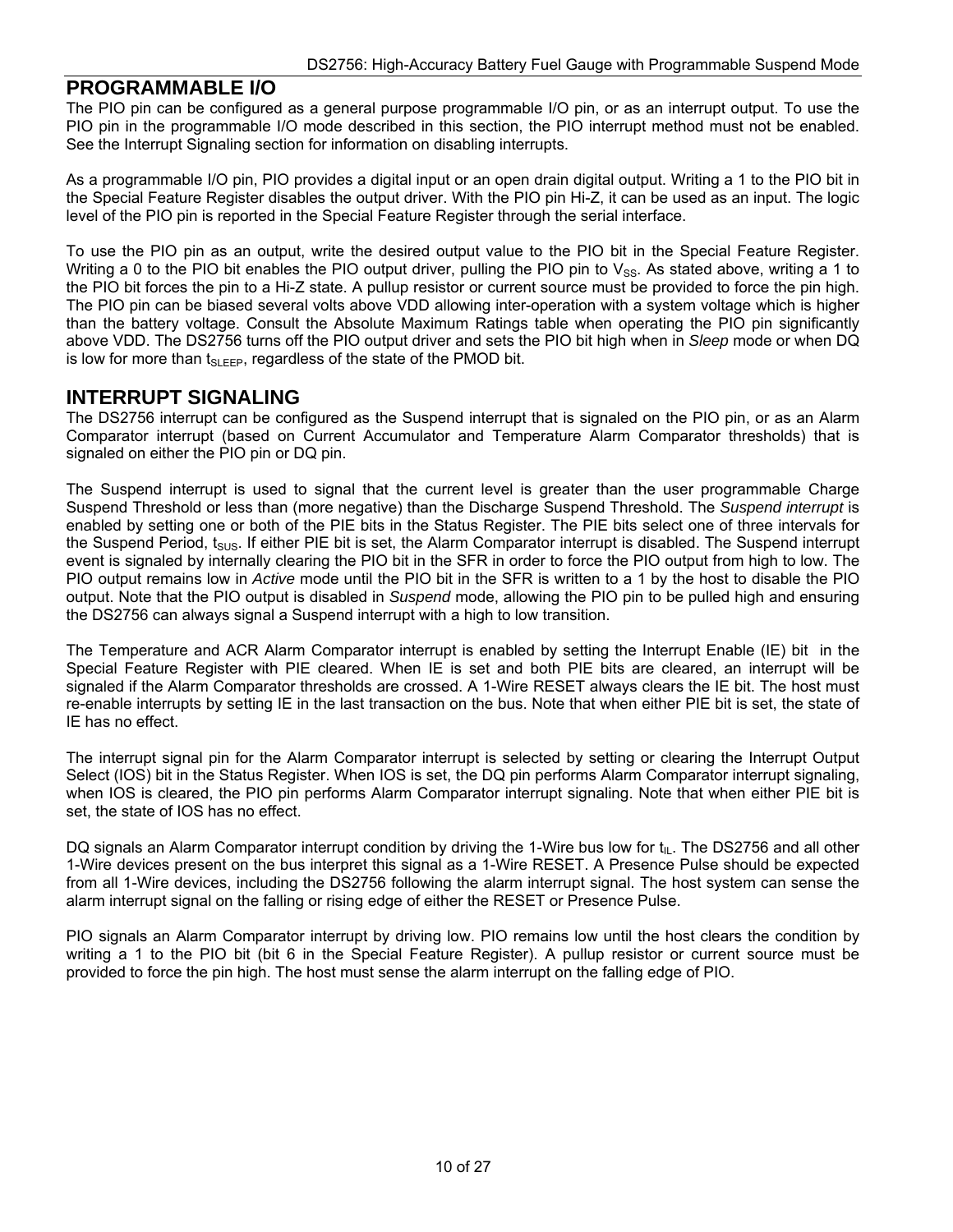## PROGRAMMABLE I/O

The PIO pin can be configured as a general purpose programmable I/O pin, or as an interrupt output. To use the PIO pin in the programmable I/O mode described in this section, the PIO interrupt method must not be enabled. See the Interrupt Signaling section for information on disabling interrupts.

As a programmable I/O pin, PIO provides a digital input or an open drain digital output. Writing a 1 to the PIO bit in the Special Feature Register disables the output driver. With the PIO pin Hi-Z, it can be used as an input. The logic level of the PIO pin is reported in the Special Feature Register through the serial interface.

To use the PIO pin as an output, write the desired output value to the PIO bit in the Special Feature Register. Writing a 0 to the PIO bit enables the PIO output driver, pulling the PIO pin to $V_{SS}$. As stated above, writing a 1 to the PIO bit forces the pin to a Hi-Z state. A pullup resistor or current source must be provided to force the pin high. The PIO pin can be biased several volts above VDD allowing inter-operation with a system voltage which is higher than the battery voltage. Consult the Absolute Maximum Ratings table when operating the PIO pin significantly above VDD. The DS2756 turns off the PIO output driver and sets the PIO bit high when in *Sleep* mode or when DQ is low for more than $t_{SLEEP}$, regardless of the state of the PMOD bit.

## INTERRUPT SIGNALING

The DS2756 interrupt can be configured as the Suspend interrupt that is signaled on the PIO pin, or as an Alarm Comparator interrupt (based on Current Accumulator and Temperature Alarm Comparator thresholds) that is signaled on either the PIO pin or DQ pin.

The Suspend interrupt is used to signal that the current level is greater than the user programmable Charge Suspend Threshold or less than (more negative) than the Discharge Suspend Threshold. The *Suspend interrupt* is enabled by setting one or both of the PIE bits in the Status Register. The PIE bits select one of three intervals for the Suspend Period, $t_{SUS}$. If either PIE bit is set, the Alarm Comparator interrupt is disabled. The Suspend interrupt event is signaled by internally clearing the PIO bit in the SFR in order to force the PIO output from high to low. The PIO output remains low in *Active* mode until the PIO bit in the SFR is written to a 1 by the host to disable the PIO output. Note that the PIO output is disabled in *Suspend* mode, allowing the PIO pin to be pulled high and ensuring the DS2756 can always signal a Suspend interrupt with a high to low transition.

The Temperature and ACR Alarm Comparator interrupt is enabled by setting the Interrupt Enable (IE) bit in the Special Feature Register with PIE cleared. When IE is set and both PIE bits are cleared, an interrupt will be signaled if the Alarm Comparator thresholds are crossed. A 1-Wire RESET always clears the IE bit. The host must re-enable interrupts by setting IE in the last transaction on the bus. Note that when either PIE bit is set, the state of IE has no effect.

The interrupt signal pin for the Alarm Comparator interrupt is selected by setting or clearing the Interrupt Output Select (IOS) bit in the Status Register. When IOS is set, the DQ pin performs Alarm Comparator interrupt signaling, when IOS is cleared, the PIO pin performs Alarm Comparator interrupt signaling. Note that when either PIE bit is set, the state of IOS has no effect.

DQ signals an Alarm Comparator interrupt condition by driving the 1-Wire bus low for $t_{IL}$. The DS2756 and all other 1-Wire devices present on the bus interpret this signal as a 1-Wire RESET. A Presence Pulse should be expected from all 1-Wire devices, including the DS2756 following the alarm interrupt signal. The host system can sense the alarm interrupt signal on the falling or rising edge of either the RESET or Presence Pulse.

PIO signals an Alarm Comparator interrupt by driving low. PIO remains low until the host clears the condition by writing a 1 to the PIO bit (bit 6 in the Special Feature Register). A pullup resistor or current source must be provided to force the pin high. The host must sense the alarm interrupt on the falling edge of PIO.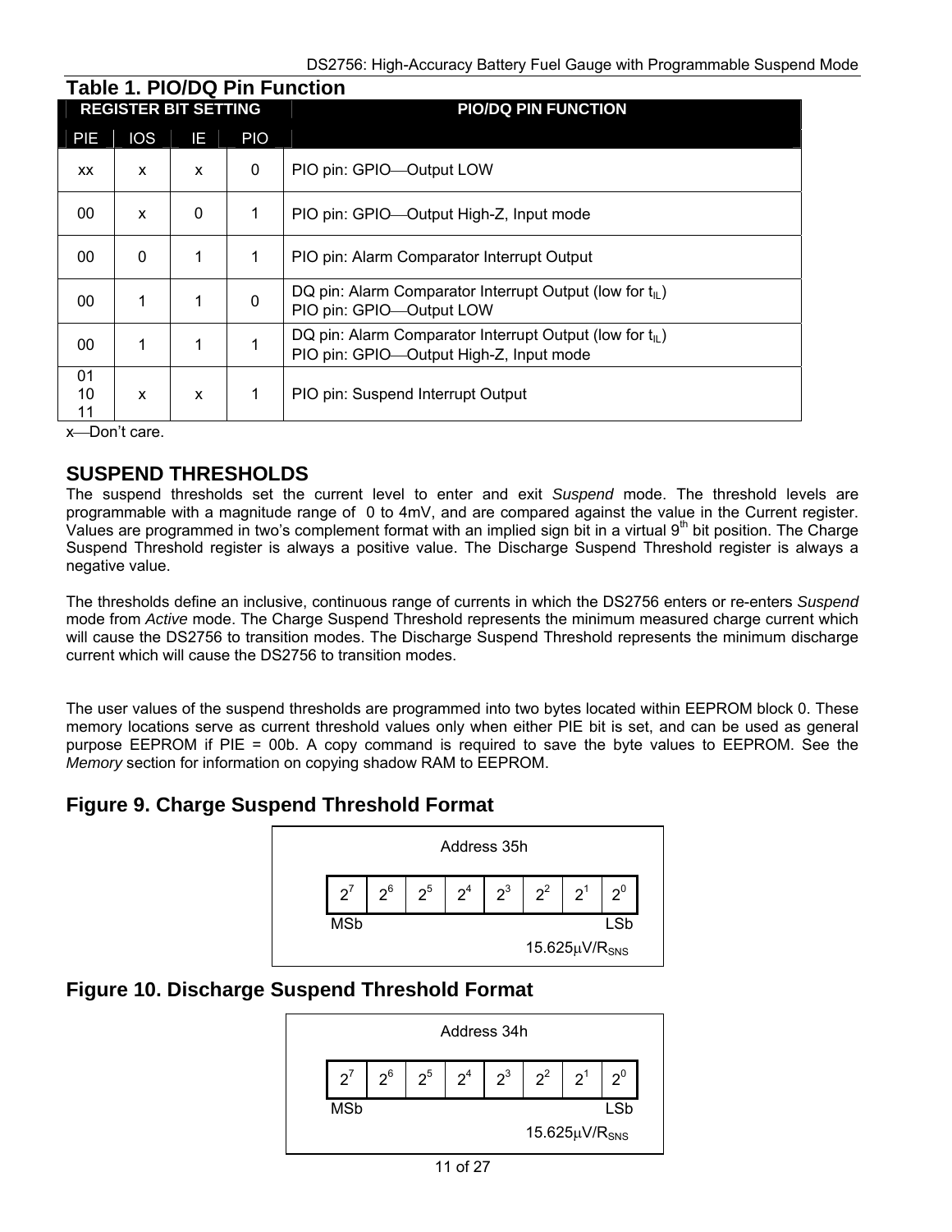## Table 1. PIO/DQ Pin Function

| REGISTER BIT SETTING | | | | PIO/DQ PIN FUNCTION |
|---|---|---|---|---|
| PIE | IOS | IE | PIO | |
| xx | x | x | 0 | PIO pin: GPIO—Output LOW |
| 00 | x | 0 | 1 | PIO pin: GPIO—Output High-Z, Input mode |
| 00 | 0 | 1 | 1 | PIO pin: Alarm Comparator Interrupt Output |
| 00 | 1 | 1 | 0 | DQ pin: Alarm Comparator Interrupt Output (low for $t_{IL}$)<br>PIO pin: GPIO—Output LOW |
| 00 | 1 | 1 | 1 | DQ pin: Alarm Comparator Interrupt Output (low for $t_{IL}$)<br>PIO pin: GPIO—Output High-Z, Input mode |
| 01<br>10<br>11 | x | x | 1 | PIO pin: Suspend Interrupt Output |

x—Don't care.

## SUSPEND THRESHOLDS

The suspend thresholds set the current level to enter and exit *Suspend* mode. The threshold levels are programmable with a magnitude range of 0 to 4mV, and are compared against the value in the Current register. Values are programmed in two's complement format with an implied sign bit in a virtual 9th bit position. The Charge Suspend Threshold register is always a positive value. The Discharge Suspend Threshold register is always a negative value.

The thresholds define an inclusive, continuous range of currents in which the DS2756 enters or re-enters *Suspend* mode from *Active* mode. The Charge Suspend Threshold represents the minimum measured charge current which will cause the DS2756 to transition modes. The Discharge Suspend Threshold represents the minimum discharge current which will cause the DS2756 to transition modes.

The user values of the suspend thresholds are programmed into two bytes located within EEPROM block 0. These memory locations serve as current threshold values only when either PIE bit is set, and can be used as general purpose EEPROM if PIE = 00b. A copy command is required to save the byte values to EEPROM. See the *Memory* section for information on copying shadow RAM to EEPROM.

### Figure 9. Charge Suspend Threshold Format

Address 35h

| $2^7$ | $2^6$ | $2^5$ | $2^4$ | $2^3$ | $2^2$ | $2^1$ | $2^0$ |
|---|---|---|---|---|---|---|---|
| MSb | | | | | | | LSb |

$15.625\mu V/R_{SNS}$

### Figure 10. Discharge Suspend Threshold Format

Address 34h

| $2^7$ | $2^6$ | $2^5$ | $2^4$ | $2^3$ | $2^2$ | $2^1$ | $2^0$ |
|---|---|---|---|---|---|---|---|
| MSb | | | | | | | LSb |

$15.625\mu V/R_{SNS}$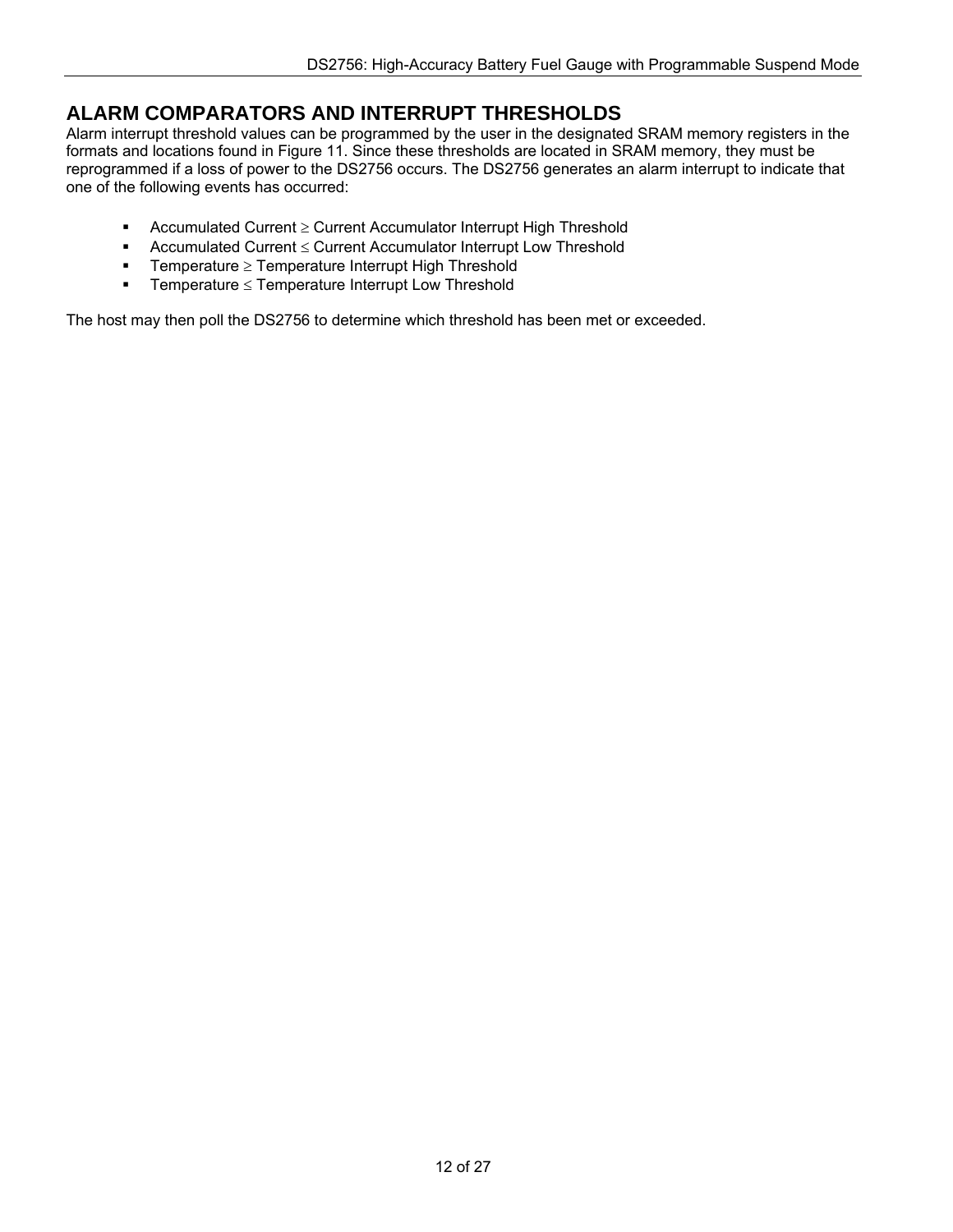## ALARM COMPARATORS AND INTERRUPT THRESHOLDS

Alarm interrupt threshold values can be programmed by the user in the designated SRAM memory registers in the formats and locations found in Figure 11. Since these thresholds are located in SRAM memory, they must be reprogrammed if a loss of power to the DS2756 occurs. The DS2756 generates an alarm interrupt to indicate that one of the following events has occurred:

- Accumulated Current ≥ Current Accumulator Interrupt High Threshold
- Accumulated Current ≤ Current Accumulator Interrupt Low Threshold
- Temperature ≥ Temperature Interrupt High Threshold
- Temperature ≤ Temperature Interrupt Low Threshold

The host may then poll the DS2756 to determine which threshold has been met or exceeded.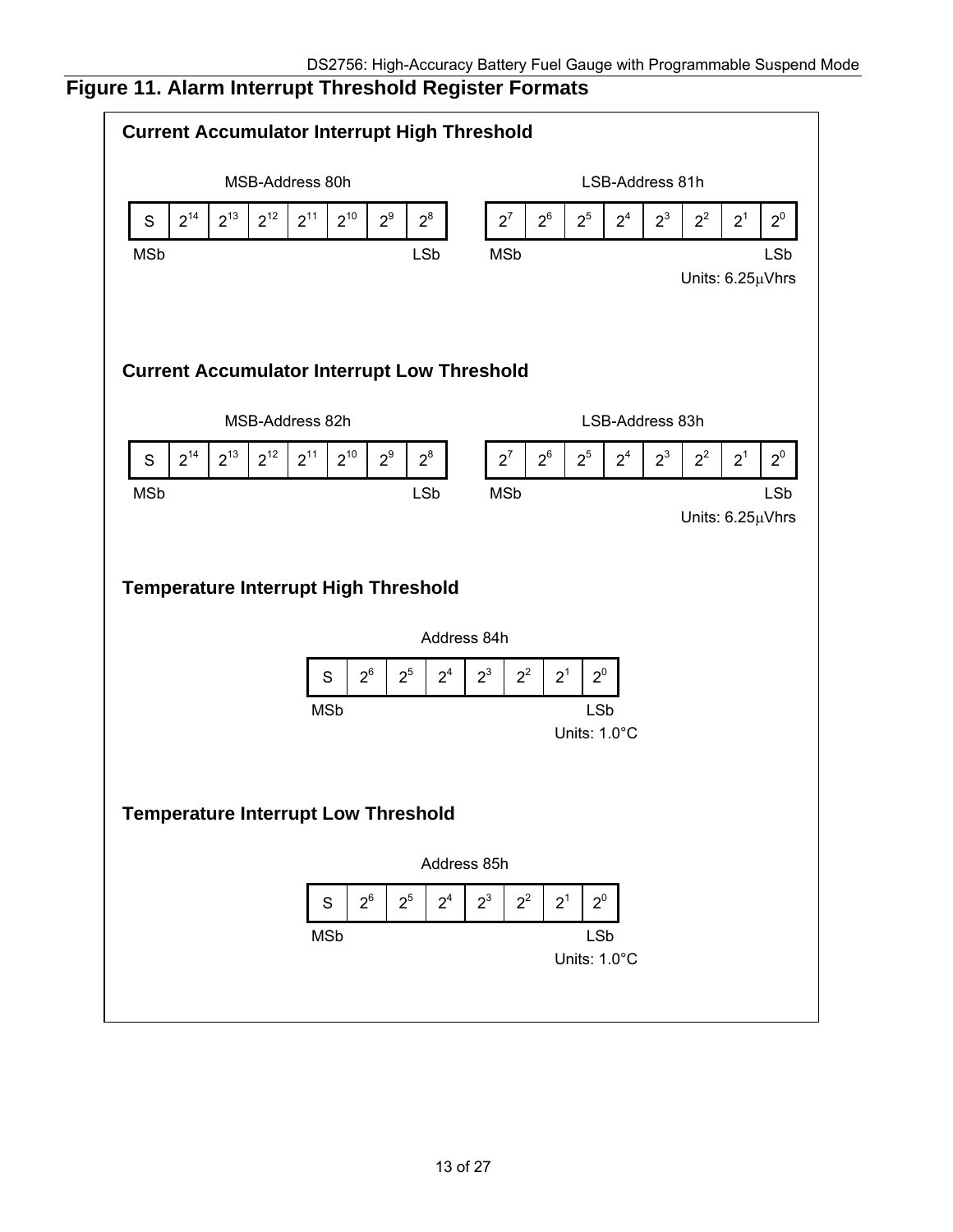## Figure 11. Alarm Interrupt Threshold Register Formats

### Current Accumulator Interrupt High Threshold

MSB-Address 80h

| S | $2^{14}$ | $2^{13}$ | $2^{12}$ | $2^{11}$ | $2^{10}$ | $2^9$ | $2^8$ |
|---|---|---|---|---|---|---|---|

MSb LSb

LSB-Address 81h

| $2^7$ | $2^6$ | $2^5$ | $2^4$ | $2^3$ | $2^2$ | $2^1$ | $2^0$ |
|---|---|---|---|---|---|---|---|

MSb LSb

Units: 6.25µVhrs

### Current Accumulator Interrupt Low Threshold

MSB-Address 82h

| S | $2^{14}$ | $2^{13}$ | $2^{12}$ | $2^{11}$ | $2^{10}$ | $2^9$ | $2^8$ |
|---|---|---|---|---|---|---|---|

MSb LSb

LSB-Address 83h

| $2^7$ | $2^6$ | $2^5$ | $2^4$ | $2^3$ | $2^2$ | $2^1$ | $2^0$ |
|---|---|---|---|---|---|---|---|

MSb LSb

Units: 6.25µVhrs

### Temperature Interrupt High Threshold

Address 84h

| S | $2^6$ | $2^5$ | $2^4$ | $2^3$ | $2^2$ | $2^1$ | $2^0$ |
|---|---|---|---|---|---|---|---|

MSb LSb

Units: 1.0°C

### Temperature Interrupt Low Threshold

Address 85h

| S | $2^6$ | $2^5$ | $2^4$ | $2^3$ | $2^2$ | $2^1$ | $2^0$ |
|---|---|---|---|---|---|---|---|

MSb LSb

Units: 1.0°C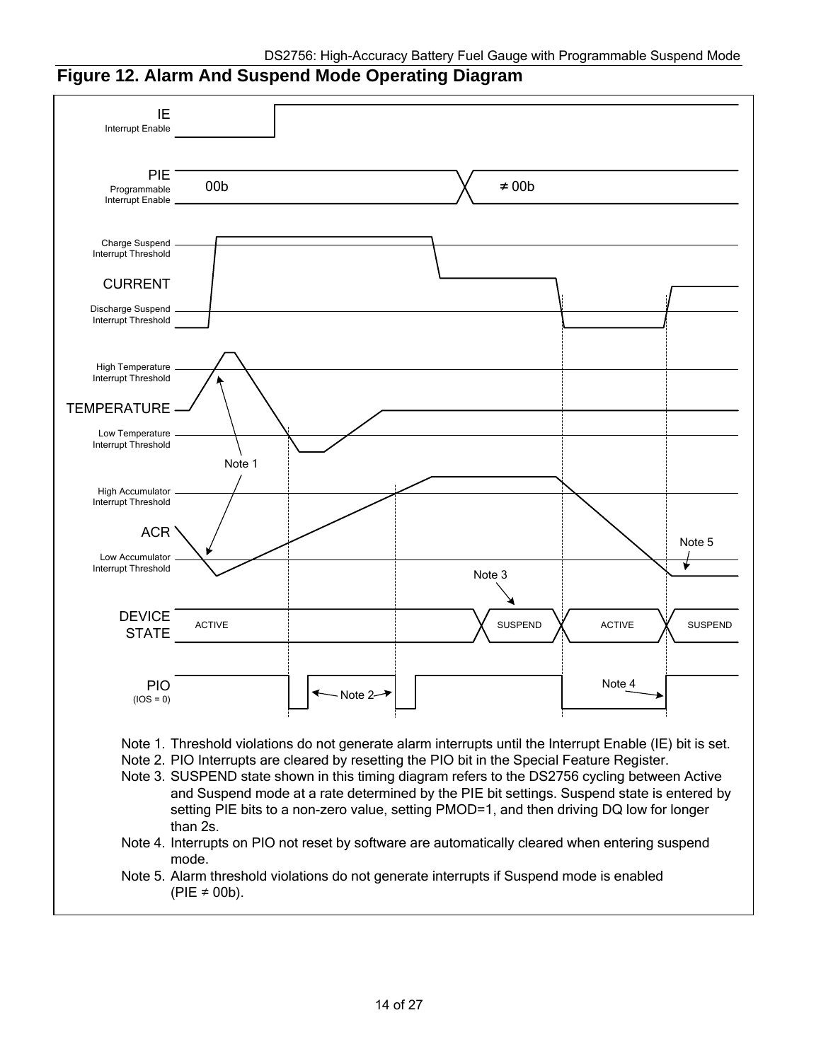## Figure 12. Alarm And Suspend Mode Operating Diagram

Note 1. Threshold violations do not generate alarm interrupts until the Interrupt Enable (IE) bit is set.

Note 2. PIO Interrupts are cleared by resetting the PIO bit in the Special Feature Register.

Note 3. SUSPEND state shown in this timing diagram refers to the DS2756 cycling between Active and Suspend mode at a rate determined by the PIE bit settings. Suspend state is entered by setting PIE bits to a non-zero value, setting PMOD=1, and then driving DQ low for longer than 2s.

Note 4. Interrupts on PIO not reset by software are automatically cleared when entering suspend mode.

Note 5. Alarm threshold violations do not generate interrupts if Suspend mode is enabled (PIE ≠ 00b).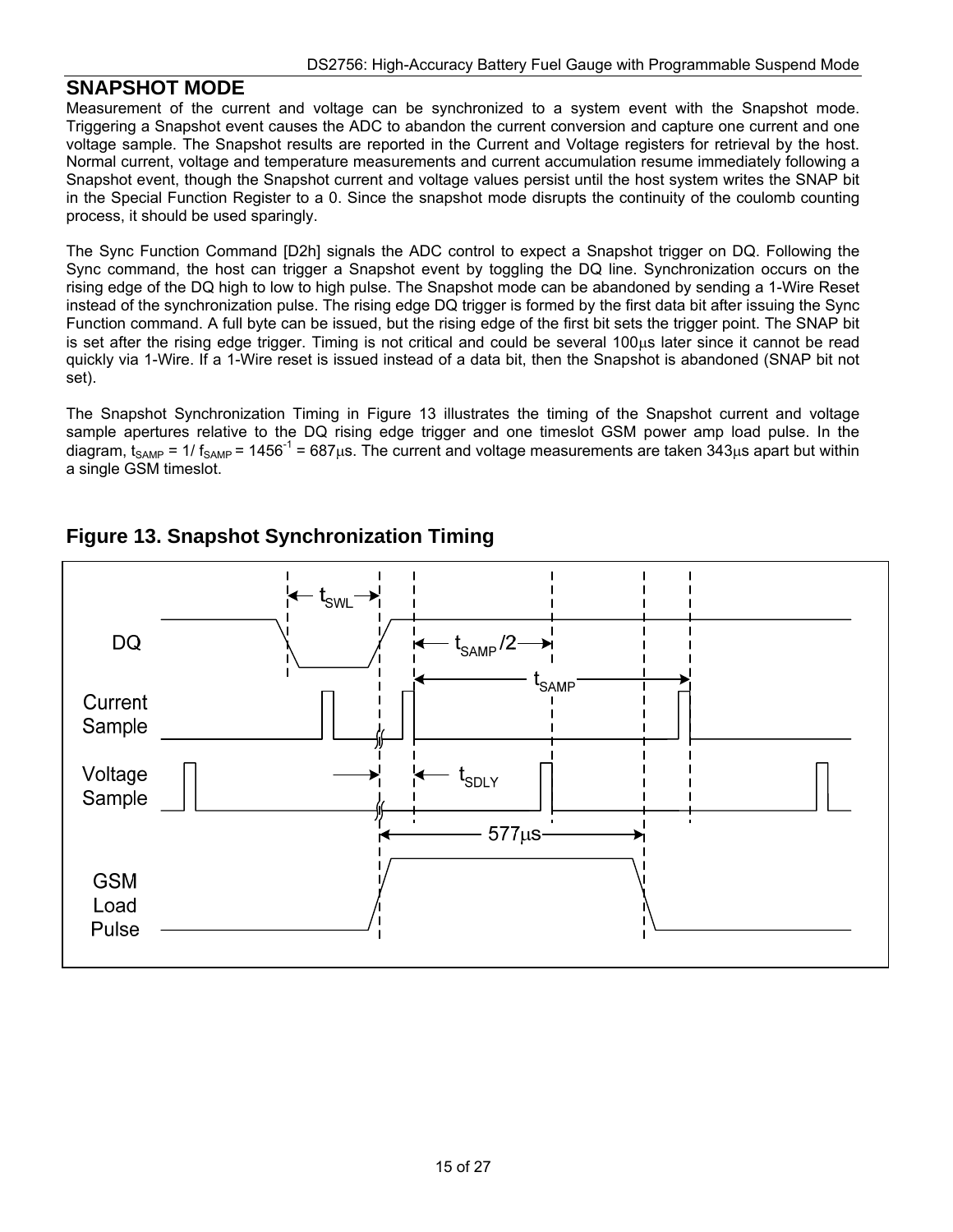## SNAPSHOT MODE

Measurement of the current and voltage can be synchronized to a system event with the Snapshot mode. Triggering a Snapshot event causes the ADC to abandon the current conversion and capture one current and one voltage sample. The Snapshot results are reported in the Current and Voltage registers for retrieval by the host. Normal current, voltage and temperature measurements and current accumulation resume immediately following a Snapshot event, though the Snapshot current and voltage values persist until the host system writes the SNAP bit in the Special Function Register to a 0. Since the snapshot mode disrupts the continuity of the coulomb counting process, it should be used sparingly.

The Sync Function Command [D2h] signals the ADC control to expect a Snapshot trigger on DQ. Following the Sync command, the host can trigger a Snapshot event by toggling the DQ line. Synchronization occurs on the rising edge of the DQ high to low to high pulse. The Snapshot mode can be abandoned by sending a 1-Wire Reset instead of the synchronization pulse. The rising edge DQ trigger is formed by the first data bit after issuing the Sync Function command. A full byte can be issued, but the rising edge of the first bit sets the trigger point. The SNAP bit is set after the rising edge trigger. Timing is not critical and could be several 100μs later since it cannot be read quickly via 1-Wire. If a 1-Wire reset is issued instead of a data bit, then the Snapshot is abandoned (SNAP bit not set).

The Snapshot Synchronization Timing in Figure 13 illustrates the timing of the Snapshot current and voltage sample apertures relative to the DQ rising edge trigger and one timeslot GSM power amp load pulse. In the diagram, $t_{SAMP} = 1/f_{SAMP} = 1456^{-1} = 687\mu s$. The current and voltage measurements are taken 343μs apart but within a single GSM timeslot.

**Figure 13. Snapshot Synchronization Timing**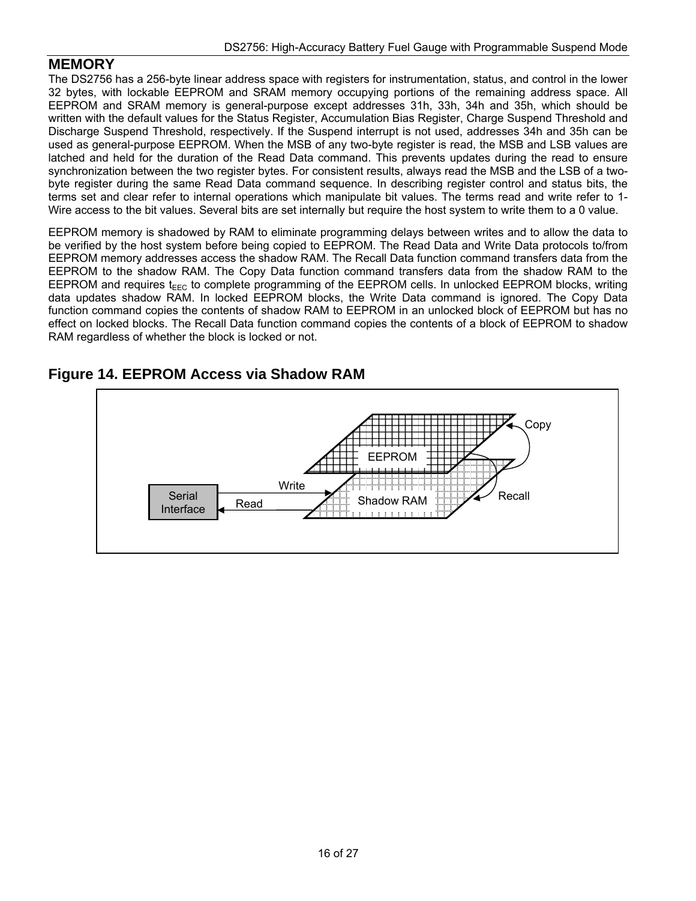## MEMORY

The DS2756 has a 256-byte linear address space with registers for instrumentation, status, and control in the lower 32 bytes, with lockable EEPROM and SRAM memory occupying portions of the remaining address space. All EEPROM and SRAM memory is general-purpose except addresses 31h, 33h, 34h and 35h, which should be written with the default values for the Status Register, Accumulation Bias Register, Charge Suspend Threshold and Discharge Suspend Threshold, respectively. If the Suspend interrupt is not used, addresses 34h and 35h can be used as general-purpose EEPROM. When the MSB of any two-byte register is read, the MSB and LSB values are latched and held for the duration of the Read Data command. This prevents updates during the read to ensure synchronization between the two register bytes. For consistent results, always read the MSB and the LSB of a two-byte register during the same Read Data command sequence. In describing register control and status bits, the terms set and clear refer to internal operations which manipulate bit values. The terms read and write refer to 1-Wire access to the bit values. Several bits are set internally but require the host system to write them to a 0 value.

EEPROM memory is shadowed by RAM to eliminate programming delays between writes and to allow the data to be verified by the host system before being copied to EEPROM. The Read Data and Write Data protocols to/from EEPROM memory addresses access the shadow RAM. The Recall Data function command transfers data from the EEPROM to the shadow RAM. The Copy Data function command transfers data from the shadow RAM to the EEPROM and requires $t_{EEC}$ to complete programming of the EEPROM cells. In unlocked EEPROM blocks, writing data updates shadow RAM. In locked EEPROM blocks, the Write Data command is ignored. The Copy Data function command copies the contents of shadow RAM to EEPROM in an unlocked block of EEPROM but has no effect on locked blocks. The Recall Data function command copies the contents of a block of EEPROM to shadow RAM regardless of whether the block is locked or not.

### Figure 14. EEPROM Access via Shadow RAM

Serial Interface — Write → Shadow RAM; Shadow RAM — Read → Serial Interface; Shadow RAM — Copy → EEPROM; EEPROM — Recall → Shadow RAM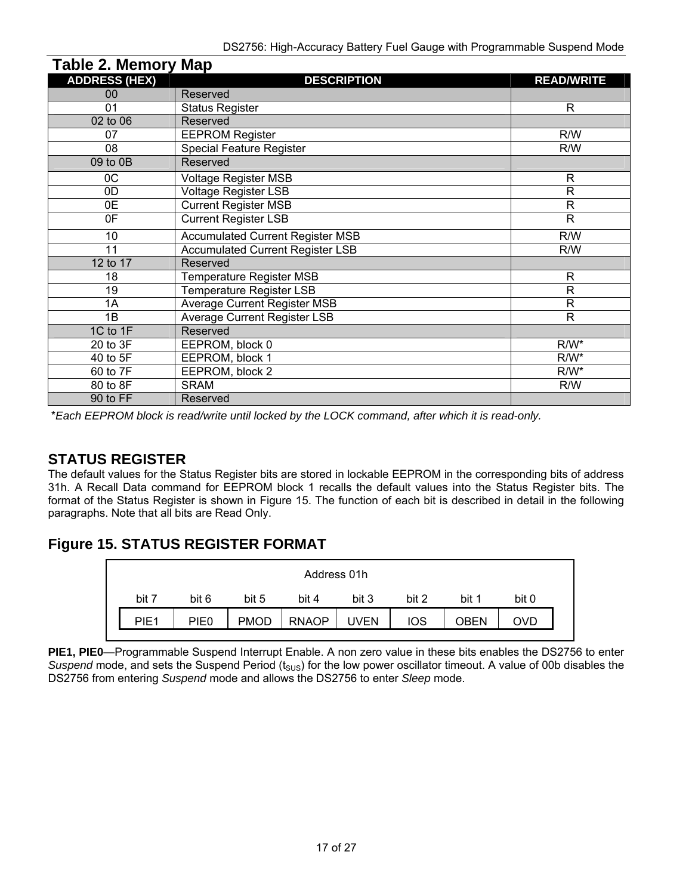## Table 2. Memory Map

| ADDRESS (HEX) | DESCRIPTION | READ/WRITE |
|---|---|---|
| 00 | Reserved | |
| 01 | Status Register | R |
| 02 to 06 | Reserved | |
| 07 | EEPROM Register | R/W |
| 08 | Special Feature Register | R/W |
| 09 to 0B | Reserved | |
| 0C | Voltage Register MSB | R |
| 0D | Voltage Register LSB | R |
| 0E | Current Register MSB | R |
| 0F | Current Register LSB | R |
| 10 | Accumulated Current Register MSB | R/W |
| 11 | Accumulated Current Register LSB | R/W |
| 12 to 17 | Reserved | |
| 18 | Temperature Register MSB | R |
| 19 | Temperature Register LSB | R |
| 1A | Average Current Register MSB | R |
| 1B | Average Current Register LSB | R |
| 1C to 1F | Reserved | |
| 20 to 3F | EEPROM, block 0 | R/W* |
| 40 to 5F | EEPROM, block 1 | R/W* |
| 60 to 7F | EEPROM, block 2 | R/W* |
| 80 to 8F | SRAM | R/W |
| 90 to FF | Reserved | |

*\*Each EEPROM block is read/write until locked by the LOCK command, after which it is read-only.*

## STATUS REGISTER

The default values for the Status Register bits are stored in lockable EEPROM in the corresponding bits of address 31h. A Recall Data command for EEPROM block 1 recalls the default values into the Status Register bits. The format of the Status Register is shown in Figure 15. The function of each bit is described in detail in the following paragraphs. Note that all bits are Read Only.

## Figure 15. STATUS REGISTER FORMAT

Address 01h

| bit 7 | bit 6 | bit 5 | bit 4 | bit 3 | bit 2 | bit 1 | bit 0 |
|---|---|---|---|---|---|---|---|
| PIE1 | PIE0 | PMOD | RNAOP | UVEN | IOS | OBEN | OVD |

**PIE1, PIE0**—Programmable Suspend Interrupt Enable. A non zero value in these bits enables the DS2756 to enter *Suspend* mode, and sets the Suspend Period ($t_{SUS}$) for the low power oscillator timeout. A value of 00b disables the DS2756 from entering *Suspend* mode and allows the DS2756 to enter *Sleep* mode.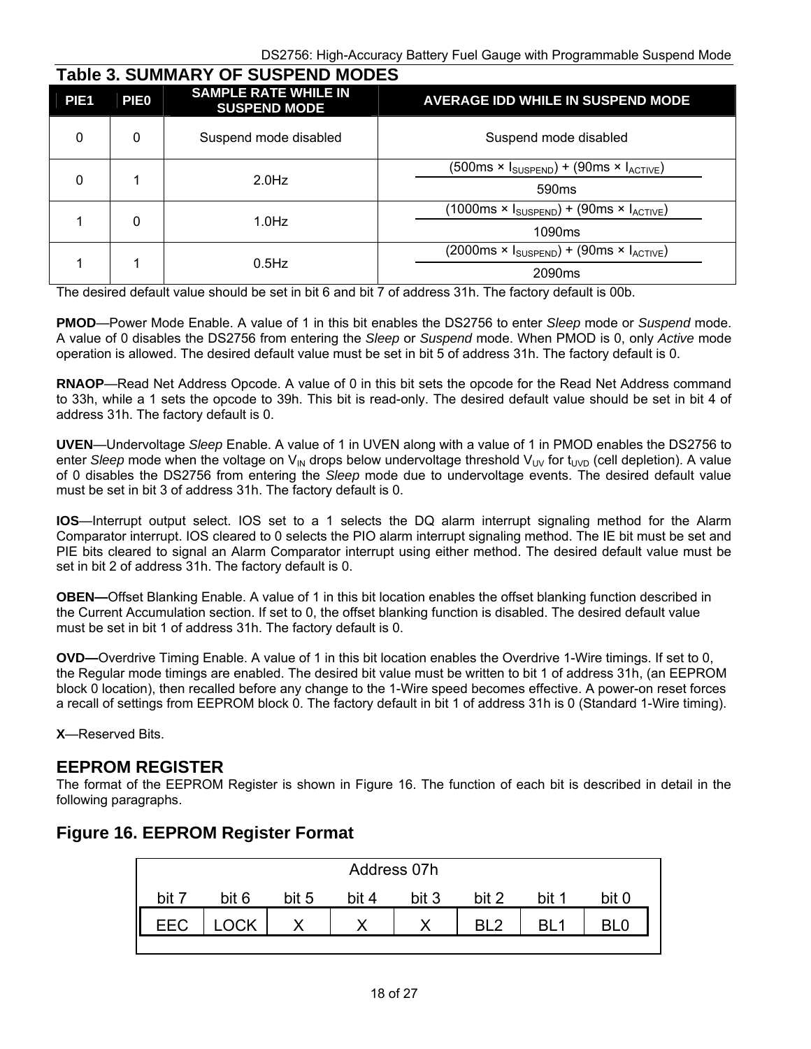## Table 3. SUMMARY OF SUSPEND MODES

| PIE1 | PIE0 | SAMPLE RATE WHILE IN SUSPEND MODE | AVERAGE IDD WHILE IN SUSPEND MODE |
|---|---|---|---|
| 0 | 0 | Suspend mode disabled | Suspend mode disabled |
| 0 | 1 | 2.0Hz | $\frac{(500ms \times I_{SUSPEND}) + (90ms \times I_{ACTIVE})}{590ms}$ |
| 1 | 0 | 1.0Hz | $\frac{(1000ms \times I_{SUSPEND}) + (90ms \times I_{ACTIVE})}{1090ms}$ |
| 1 | 1 | 0.5Hz | $\frac{(2000ms \times I_{SUSPEND}) + (90ms \times I_{ACTIVE})}{2090ms}$ |

The desired default value should be set in bit 6 and bit 7 of address 31h. The factory default is 00b.

**PMOD**—Power Mode Enable. A value of 1 in this bit enables the DS2756 to enter *Sleep* mode or *Suspend* mode. A value of 0 disables the DS2756 from entering the *Sleep* or *Suspend* mode. When PMOD is 0, only *Active* mode operation is allowed. The desired default value must be set in bit 5 of address 31h. The factory default is 0.

**RNAOP**—Read Net Address Opcode. A value of 0 in this bit sets the opcode for the Read Net Address command to 33h, while a 1 sets the opcode to 39h. This bit is read-only. The desired default value should be set in bit 4 of address 31h. The factory default is 0.

**UVEN**—Undervoltage *Sleep* Enable. A value of 1 in UVEN along with a value of 1 in PMOD enables the DS2756 to enter *Sleep* mode when the voltage on $V_{IN}$ drops below undervoltage threshold $V_{UV}$ for $t_{UVD}$ (cell depletion). A value of 0 disables the DS2756 from entering the *Sleep* mode due to undervoltage events. The desired default value must be set in bit 3 of address 31h. The factory default is 0.

**IOS**—Interrupt output select. IOS set to a 1 selects the DQ alarm interrupt signaling method for the Alarm Comparator interrupt. IOS cleared to 0 selects the PIO alarm interrupt signaling method. The IE bit must be set and PIE bits cleared to signal an Alarm Comparator interrupt using either method. The desired default value must be set in bit 2 of address 31h. The factory default is 0.

**OBEN—**Offset Blanking Enable. A value of 1 in this bit location enables the offset blanking function described in the Current Accumulation section. If set to 0, the offset blanking function is disabled. The desired default value must be set in bit 1 of address 31h. The factory default is 0.

**OVD—**Overdrive Timing Enable. A value of 1 in this bit location enables the Overdrive 1-Wire timings. If set to 0, the Regular mode timings are enabled. The desired bit value must be written to bit 1 of address 31h, (an EEPROM block 0 location), then recalled before any change to the 1-Wire speed becomes effective. A power-on reset forces a recall of settings from EEPROM block 0. The factory default in bit 1 of address 31h is 0 (Standard 1-Wire timing).

**X**—Reserved Bits.

## EEPROM REGISTER

The format of the EEPROM Register is shown in Figure 16. The function of each bit is described in detail in the following paragraphs.

### Figure 16. EEPROM Register Format

Address 07h

| bit 7 | bit 6 | bit 5 | bit 4 | bit 3 | bit 2 | bit 1 | bit 0 |
|---|---|---|---|---|---|---|---|
| EEC | LOCK | X | X | X | BL2 | BL1 | BL0 |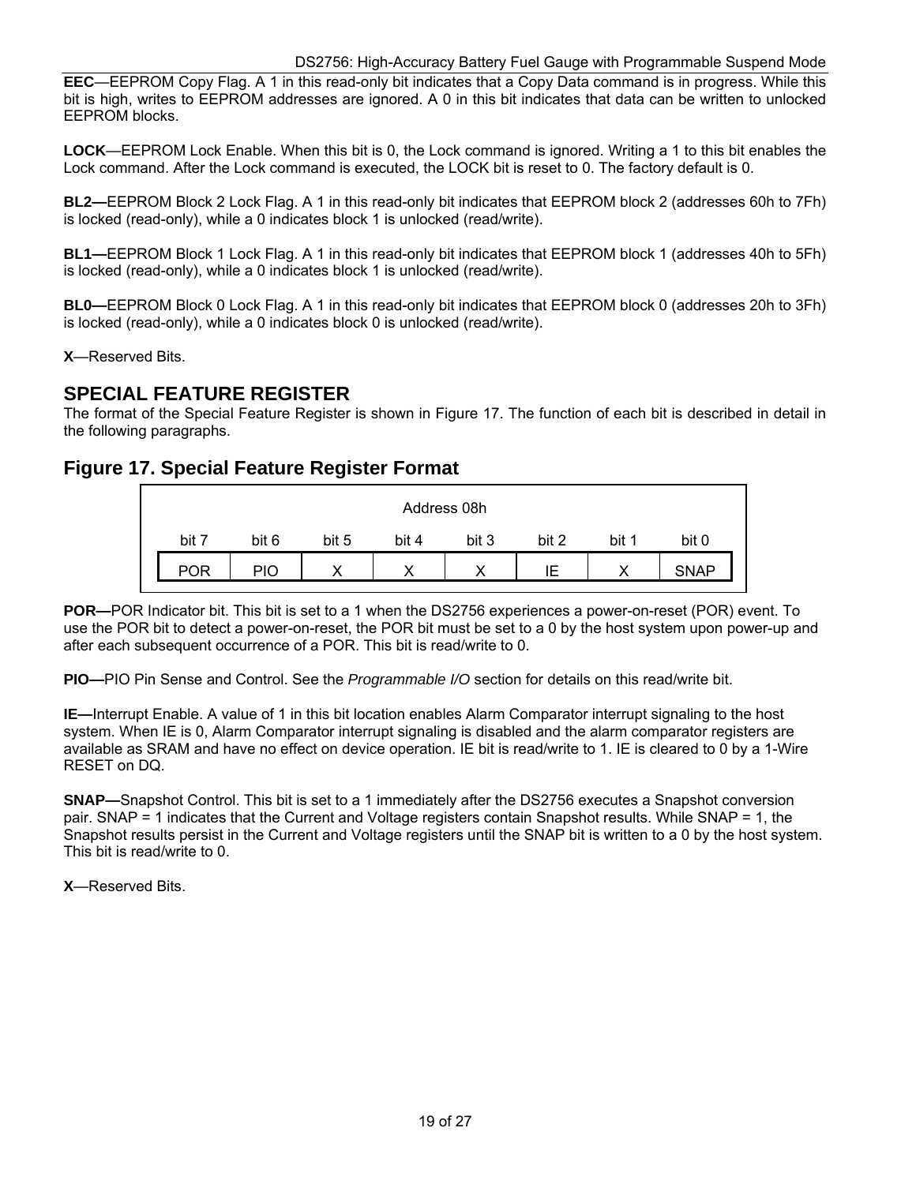**EEC**—EEPROM Copy Flag. A 1 in this read-only bit indicates that a Copy Data command is in progress. While this bit is high, writes to EEPROM addresses are ignored. A 0 in this bit indicates that data can be written to unlocked EEPROM blocks.

**LOCK**—EEPROM Lock Enable. When this bit is 0, the Lock command is ignored. Writing a 1 to this bit enables the Lock command. After the Lock command is executed, the LOCK bit is reset to 0. The factory default is 0.

**BL2—**EEPROM Block 2 Lock Flag. A 1 in this read-only bit indicates that EEPROM block 2 (addresses 60h to 7Fh) is locked (read-only), while a 0 indicates block 1 is unlocked (read/write).

**BL1—**EEPROM Block 1 Lock Flag. A 1 in this read-only bit indicates that EEPROM block 1 (addresses 40h to 5Fh) is locked (read-only), while a 0 indicates block 1 is unlocked (read/write).

**BL0—**EEPROM Block 0 Lock Flag. A 1 in this read-only bit indicates that EEPROM block 0 (addresses 20h to 3Fh) is locked (read-only), while a 0 indicates block 0 is unlocked (read/write).

**X**—Reserved Bits.

## SPECIAL FEATURE REGISTER

The format of the Special Feature Register is shown in Figure 17. The function of each bit is described in detail in the following paragraphs.

### Figure 17. Special Feature Register Format

Address 08h

| bit 7 | bit 6 | bit 5 | bit 4 | bit 3 | bit 2 | bit 1 | bit 0 |
|---|---|---|---|---|---|---|---|
| POR | PIO | X | X | X | IE | X | SNAP |

**POR—**POR Indicator bit. This bit is set to a 1 when the DS2756 experiences a power-on-reset (POR) event. To use the POR bit to detect a power-on-reset, the POR bit must be set to a 0 by the host system upon power-up and after each subsequent occurrence of a POR. This bit is read/write to 0.

**PIO—**PIO Pin Sense and Control. See the *Programmable I/O* section for details on this read/write bit.

**IE—**Interrupt Enable. A value of 1 in this bit location enables Alarm Comparator interrupt signaling to the host system. When IE is 0, Alarm Comparator interrupt signaling is disabled and the alarm comparator registers are available as SRAM and have no effect on device operation. IE bit is read/write to 1. IE is cleared to 0 by a 1-Wire RESET on DQ.

**SNAP—**Snapshot Control. This bit is set to a 1 immediately after the DS2756 executes a Snapshot conversion pair. SNAP = 1 indicates that the Current and Voltage registers contain Snapshot results. While SNAP = 1, the Snapshot results persist in the Current and Voltage registers until the SNAP bit is written to a 0 by the host system. This bit is read/write to 0.

**X**—Reserved Bits.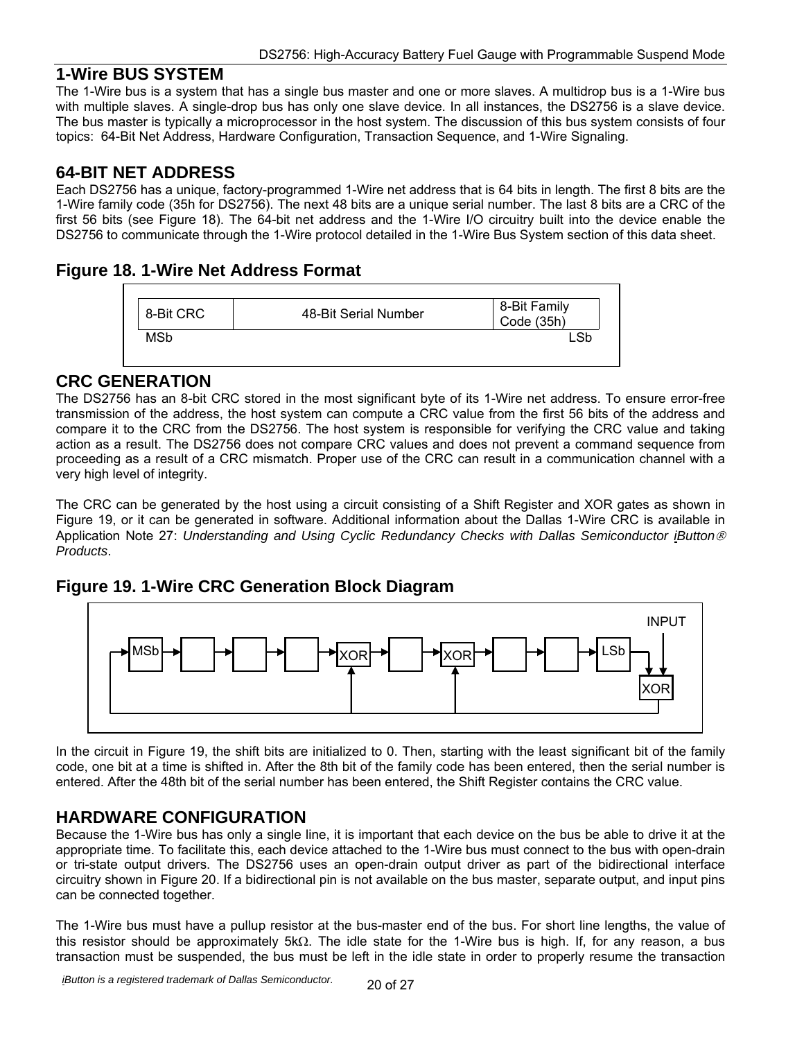## 1-Wire BUS SYSTEM

The 1-Wire bus is a system that has a single bus master and one or more slaves. A multidrop bus is a 1-Wire bus with multiple slaves. A single-drop bus has only one slave device. In all instances, the DS2756 is a slave device. The bus master is typically a microprocessor in the host system. The discussion of this bus system consists of four topics: 64-Bit Net Address, Hardware Configuration, Transaction Sequence, and 1-Wire Signaling.

## 64-BIT NET ADDRESS

Each DS2756 has a unique, factory-programmed 1-Wire net address that is 64 bits in length. The first 8 bits are the 1-Wire family code (35h for DS2756). The next 48 bits are a unique serial number. The last 8 bits are a CRC of the first 56 bits (see Figure 18). The 64-bit net address and the 1-Wire I/O circuitry built into the device enable the DS2756 to communicate through the 1-Wire protocol detailed in the 1-Wire Bus System section of this data sheet.

### Figure 18. 1-Wire Net Address Format

| 8-Bit CRC | 48-Bit Serial Number | 8-Bit Family Code (35h) |
|---|---|---|
| MSb | | LSb |

## CRC GENERATION

The DS2756 has an 8-bit CRC stored in the most significant byte of its 1-Wire net address. To ensure error-free transmission of the address, the host system can compute a CRC value from the first 56 bits of the address and compare it to the CRC from the DS2756. The host system is responsible for verifying the CRC value and taking action as a result. The DS2756 does not compare CRC values and does not prevent a command sequence from proceeding as a result of a CRC mismatch. Proper use of the CRC can result in a communication channel with a very high level of integrity.

The CRC can be generated by the host using a circuit consisting of a Shift Register and XOR gates as shown in Figure 19, or it can be generated in software. Additional information about the Dallas 1-Wire CRC is available in Application Note 27: *Understanding and Using Cyclic Redundancy Checks with Dallas Semiconductor iButton® Products*.

### Figure 19. 1-Wire CRC Generation Block Diagram

MSb → □ → □ → □ → XOR → □ → XOR → □ → □ → LSb → XOR (INPUT) → feedback

In the circuit in Figure 19, the shift bits are initialized to 0. Then, starting with the least significant bit of the family code, one bit at a time is shifted in. After the 8th bit of the family code has been entered, then the serial number is entered. After the 48th bit of the serial number has been entered, the Shift Register contains the CRC value.

## HARDWARE CONFIGURATION

Because the 1-Wire bus has only a single line, it is important that each device on the bus be able to drive it at the appropriate time. To facilitate this, each device attached to the 1-Wire bus must connect to the bus with open-drain or tri-state output drivers. The DS2756 uses an open-drain output driver as part of the bidirectional interface circuitry shown in Figure 20. If a bidirectional pin is not available on the bus master, separate output, and input pins can be connected together.

The 1-Wire bus must have a pullup resistor at the bus-master end of the bus. For short line lengths, the value of this resistor should be approximately 5kΩ. The idle state for the 1-Wire bus is high. If, for any reason, a bus transaction must be suspended, the bus must be left in the idle state in order to properly resume the transaction

*iButton is a registered trademark of Dallas Semiconductor.*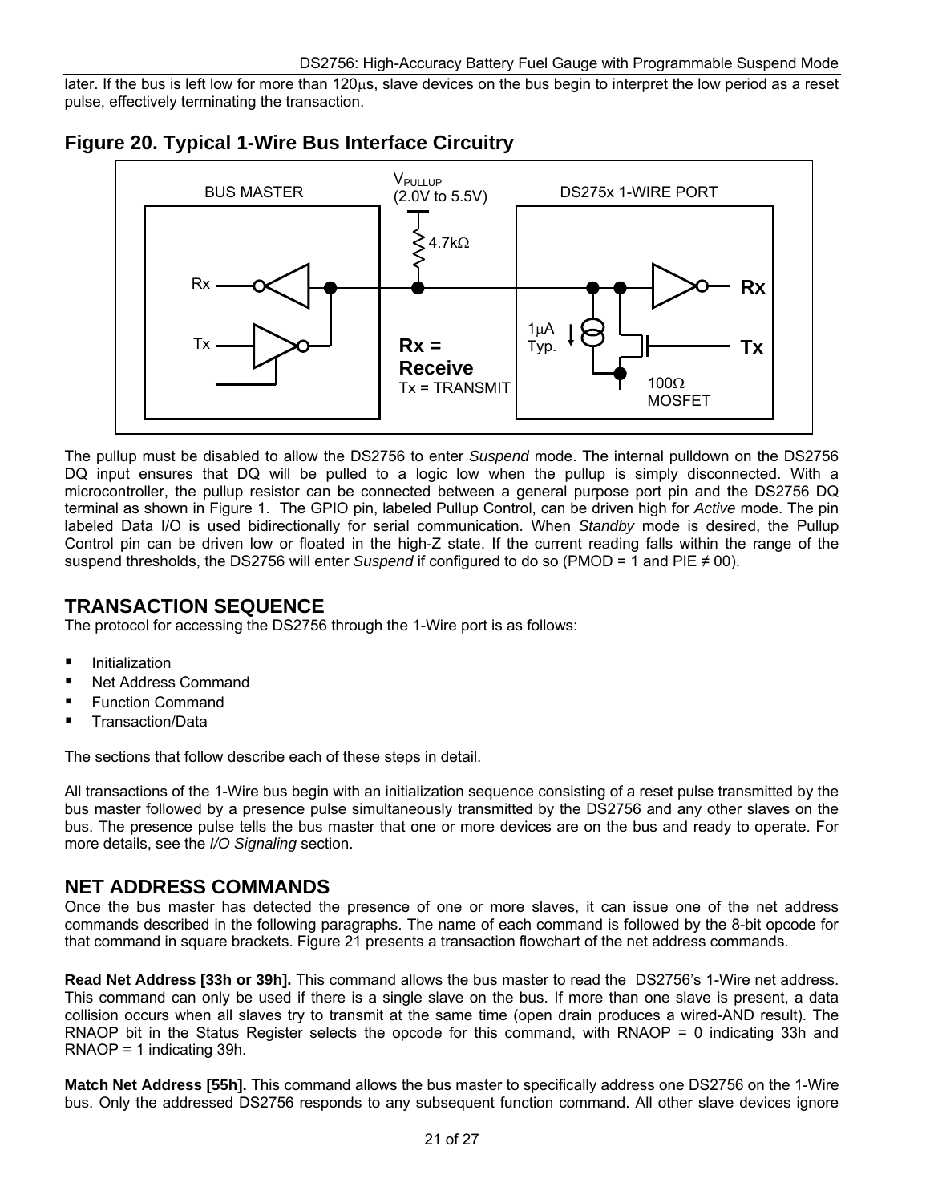later. If the bus is left low for more than 120µs, slave devices on the bus begin to interpret the low period as a reset pulse, effectively terminating the transaction.

## Figure 20. Typical 1-Wire Bus Interface Circuitry

BUS MASTER

$V_{PULLUP}$ (2.0V to 5.5V)

DS275x 1-WIRE PORT

4.7kΩ

Rx

Tx

**Rx = Receive**

Tx = TRANSMIT

1µA Typ.

100Ω MOSFET

**Rx**

**Tx**

The pullup must be disabled to allow the DS2756 to enter *Suspend* mode. The internal pulldown on the DS2756 DQ input ensures that DQ will be pulled to a logic low when the pullup is simply disconnected. With a microcontroller, the pullup resistor can be connected between a general purpose port pin and the DS2756 DQ terminal as shown in Figure 1. The GPIO pin, labeled Pullup Control, can be driven high for *Active* mode. The pin labeled Data I/O is used bidirectionally for serial communication. When *Standby* mode is desired, the Pullup Control pin can be driven low or floated in the high-Z state. If the current reading falls within the range of the suspend thresholds, the DS2756 will enter *Suspend* if configured to do so (PMOD = 1 and PIE ≠ 00).

## TRANSACTION SEQUENCE

The protocol for accessing the DS2756 through the 1-Wire port is as follows:

- Initialization
- Net Address Command
- Function Command
- Transaction/Data

The sections that follow describe each of these steps in detail.

All transactions of the 1-Wire bus begin with an initialization sequence consisting of a reset pulse transmitted by the bus master followed by a presence pulse simultaneously transmitted by the DS2756 and any other slaves on the bus. The presence pulse tells the bus master that one or more devices are on the bus and ready to operate. For more details, see the *I/O Signaling* section.

## NET ADDRESS COMMANDS

Once the bus master has detected the presence of one or more slaves, it can issue one of the net address commands described in the following paragraphs. The name of each command is followed by the 8-bit opcode for that command in square brackets. Figure 21 presents a transaction flowchart of the net address commands.

**Read Net Address [33h or 39h].** This command allows the bus master to read the DS2756's 1-Wire net address. This command can only be used if there is a single slave on the bus. If more than one slave is present, a data collision occurs when all slaves try to transmit at the same time (open drain produces a wired-AND result). The RNAOP bit in the Status Register selects the opcode for this command, with RNAOP = 0 indicating 33h and RNAOP = 1 indicating 39h.

**Match Net Address [55h].** This command allows the bus master to specifically address one DS2756 on the 1-Wire bus. Only the addressed DS2756 responds to any subsequent function command. All other slave devices ignore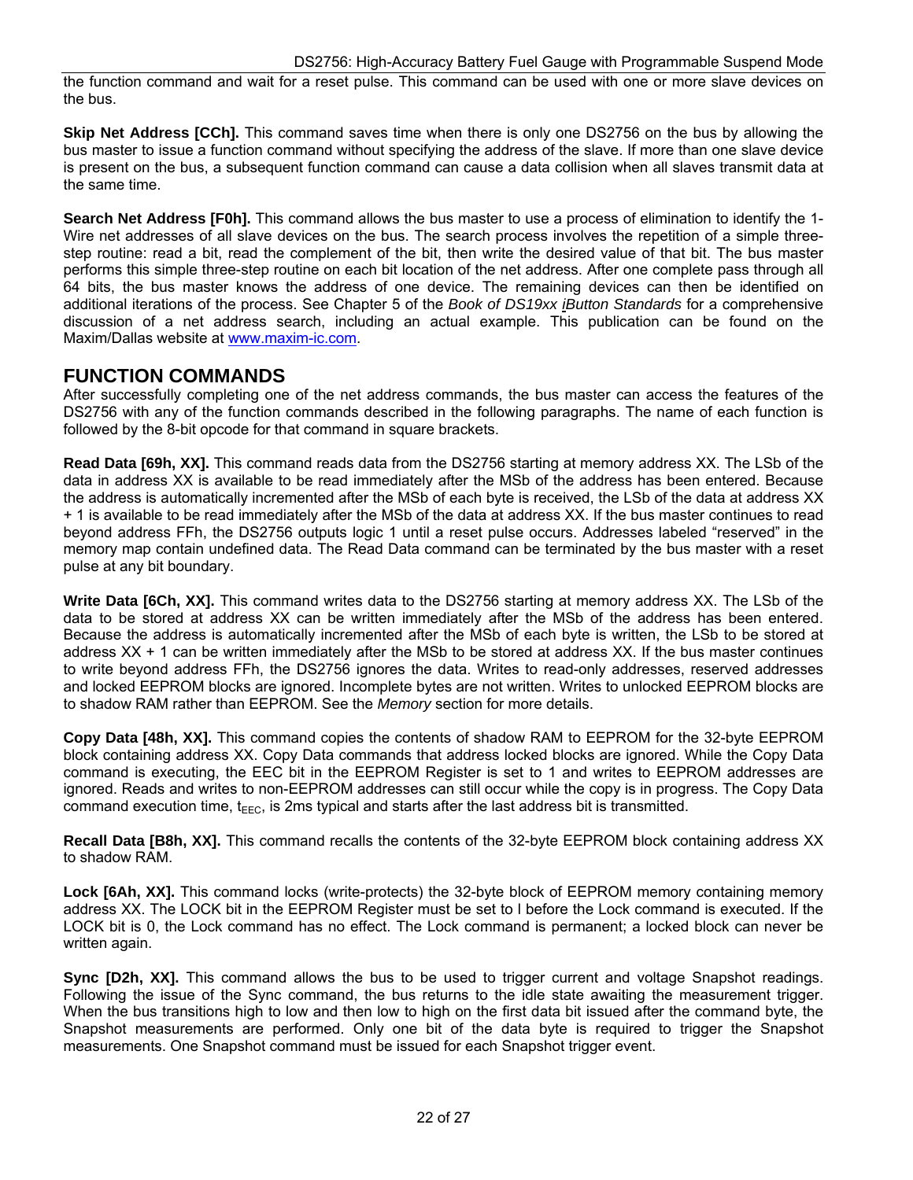the function command and wait for a reset pulse. This command can be used with one or more slave devices on the bus.

**Skip Net Address [CCh].** This command saves time when there is only one DS2756 on the bus by allowing the bus master to issue a function command without specifying the address of the slave. If more than one slave device is present on the bus, a subsequent function command can cause a data collision when all slaves transmit data at the same time.

**Search Net Address [F0h].** This command allows the bus master to use a process of elimination to identify the 1-Wire net addresses of all slave devices on the bus. The search process involves the repetition of a simple three-step routine: read a bit, read the complement of the bit, then write the desired value of that bit. The bus master performs this simple three-step routine on each bit location of the net address. After one complete pass through all 64 bits, the bus master knows the address of one device. The remaining devices can then be identified on additional iterations of the process. See Chapter 5 of the *Book of DS19xx iButton Standards* for a comprehensive discussion of a net address search, including an actual example. This publication can be found on the Maxim/Dallas website at www.maxim-ic.com.

## FUNCTION COMMANDS

After successfully completing one of the net address commands, the bus master can access the features of the DS2756 with any of the function commands described in the following paragraphs. The name of each function is followed by the 8-bit opcode for that command in square brackets.

**Read Data [69h, XX].** This command reads data from the DS2756 starting at memory address XX. The LSb of the data in address XX is available to be read immediately after the MSb of the address has been entered. Because the address is automatically incremented after the MSb of each byte is received, the LSb of the data at address XX + 1 is available to be read immediately after the MSb of the data at address XX. If the bus master continues to read beyond address FFh, the DS2756 outputs logic 1 until a reset pulse occurs. Addresses labeled "reserved" in the memory map contain undefined data. The Read Data command can be terminated by the bus master with a reset pulse at any bit boundary.

**Write Data [6Ch, XX].** This command writes data to the DS2756 starting at memory address XX. The LSb of the data to be stored at address XX can be written immediately after the MSb of the address has been entered. Because the address is automatically incremented after the MSb of each byte is written, the LSb to be stored at address XX + 1 can be written immediately after the MSb to be stored at address XX. If the bus master continues to write beyond address FFh, the DS2756 ignores the data. Writes to read-only addresses, reserved addresses and locked EEPROM blocks are ignored. Incomplete bytes are not written. Writes to unlocked EEPROM blocks are to shadow RAM rather than EEPROM. See the *Memory* section for more details.

**Copy Data [48h, XX].** This command copies the contents of shadow RAM to EEPROM for the 32-byte EEPROM block containing address XX. Copy Data commands that address locked blocks are ignored. While the Copy Data command is executing, the EEC bit in the EEPROM Register is set to 1 and writes to EEPROM addresses are ignored. Reads and writes to non-EEPROM addresses can still occur while the copy is in progress. The Copy Data command execution time, $t_{EEC}$, is 2ms typical and starts after the last address bit is transmitted.

**Recall Data [B8h, XX].** This command recalls the contents of the 32-byte EEPROM block containing address XX to shadow RAM.

**Lock [6Ah, XX].** This command locks (write-protects) the 32-byte block of EEPROM memory containing memory address XX. The LOCK bit in the EEPROM Register must be set to l before the Lock command is executed. If the LOCK bit is 0, the Lock command has no effect. The Lock command is permanent; a locked block can never be written again.

**Sync [D2h, XX].** This command allows the bus to be used to trigger current and voltage Snapshot readings. Following the issue of the Sync command, the bus returns to the idle state awaiting the measurement trigger. When the bus transitions high to low and then low to high on the first data bit issued after the command byte, the Snapshot measurements are performed. Only one bit of the data byte is required to trigger the Snapshot measurements. One Snapshot command must be issued for each Snapshot trigger event.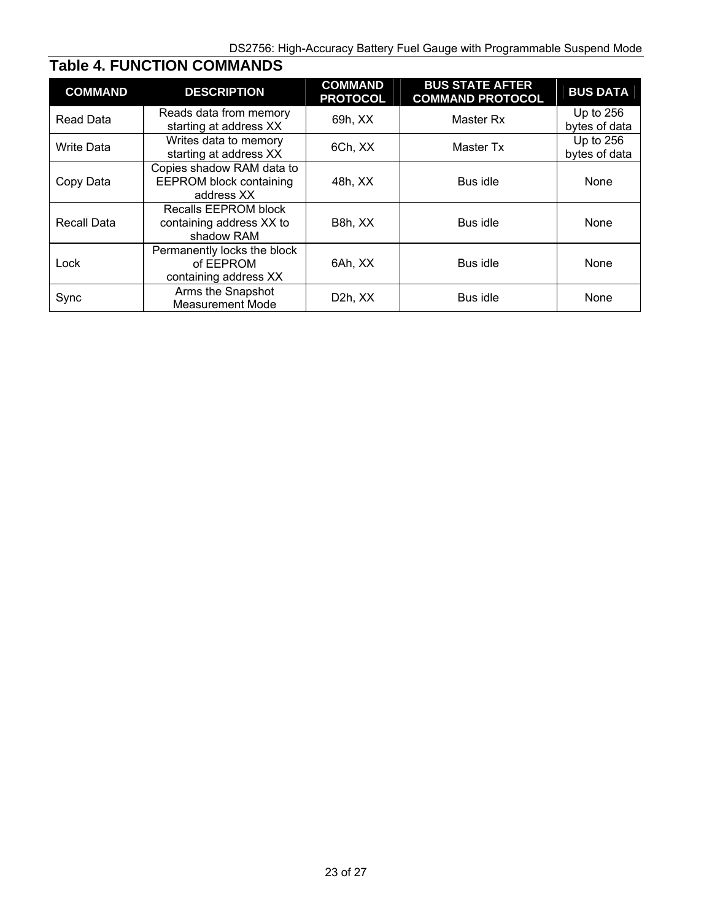## Table 4. FUNCTION COMMANDS

| COMMAND | DESCRIPTION | COMMAND PROTOCOL | BUS STATE AFTER COMMAND PROTOCOL | BUS DATA |
|---|---|---|---|---|
| Read Data | Reads data from memory starting at address XX | 69h, XX | Master Rx | Up to 256 bytes of data |
| Write Data | Writes data to memory starting at address XX | 6Ch, XX | Master Tx | Up to 256 bytes of data |
| Copy Data | Copies shadow RAM data to EEPROM block containing address XX | 48h, XX | Bus idle | None |
| Recall Data | Recalls EEPROM block containing address XX to shadow RAM | B8h, XX | Bus idle | None |
| Lock | Permanently locks the block of EEPROM containing address XX | 6Ah, XX | Bus idle | None |
| Sync | Arms the Snapshot Measurement Mode | D2h, XX | Bus idle | None |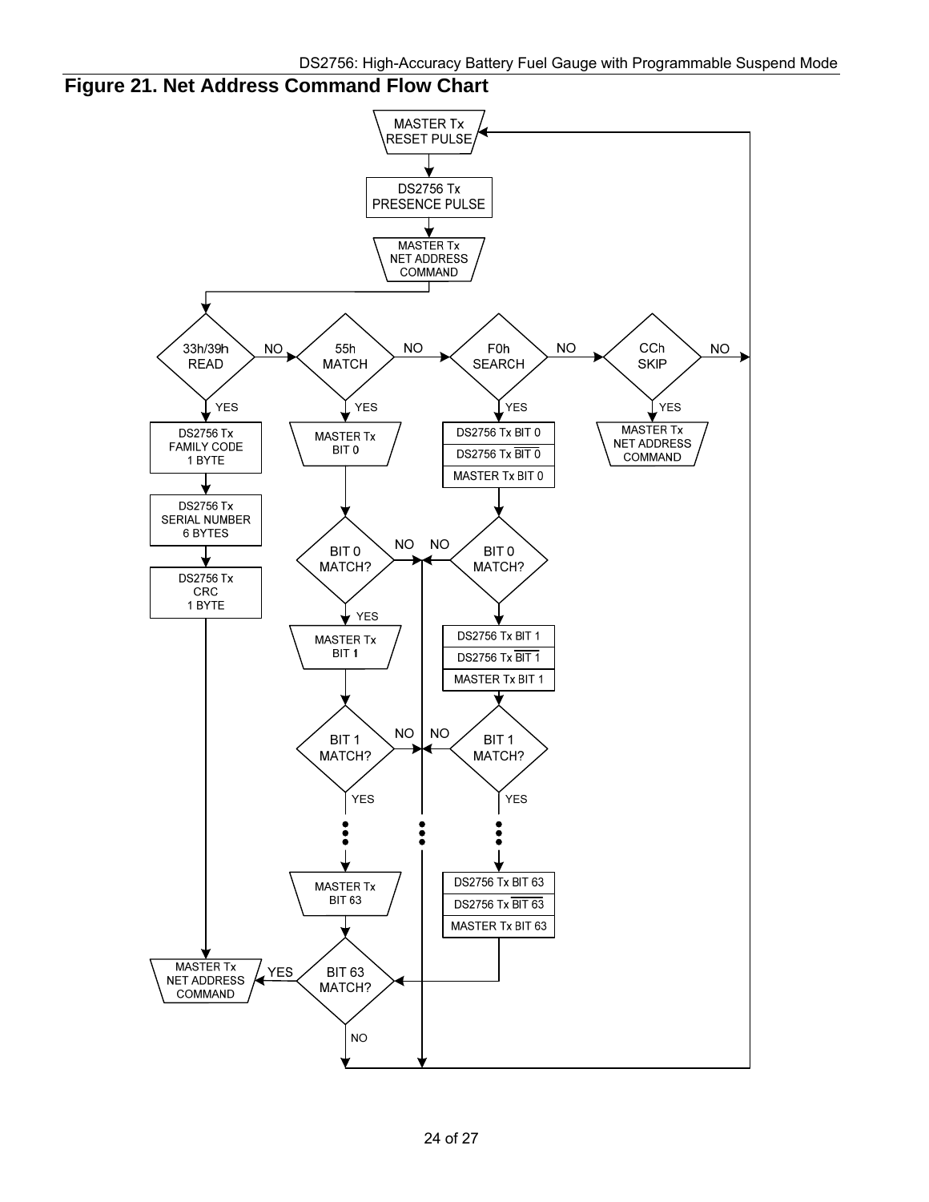# Figure 21. Net Address Command Flow Chart

MASTER Tx RESET PULSE

DS2756 Tx PRESENCE PULSE

MASTER Tx NET ADDRESS COMMAND

33h/39h READ — NO — 55h MATCH — NO — F0h SEARCH — NO — CCh SKIP — NO

YES YES YES YES

DS2756 Tx FAMILY CODE 1 BYTE

DS2756 Tx SERIAL NUMBER 6 BYTES

DS2756 Tx CRC 1 BYTE

MASTER Tx BIT 0

BIT 0 MATCH? NO

YES

MASTER Tx BIT 1

BIT 1 MATCH? NO

YES

MASTER Tx BIT 63

DS2756 Tx BIT 0
DS2756 Tx $\overline{\text{BIT 0}}$
MASTER Tx BIT 0

NO BIT 0 MATCH?

DS2756 Tx BIT 1
DS2756 Tx $\overline{\text{BIT 1}}$
MASTER Tx BIT 1

NO BIT 1 MATCH?

YES

DS2756 Tx BIT 63
DS2756 Tx $\overline{\text{BIT 63}}$
MASTER Tx BIT 63

MASTER Tx NET ADDRESS COMMAND

MASTER Tx NET ADDRESS COMMAND — YES — BIT 63 MATCH?

NO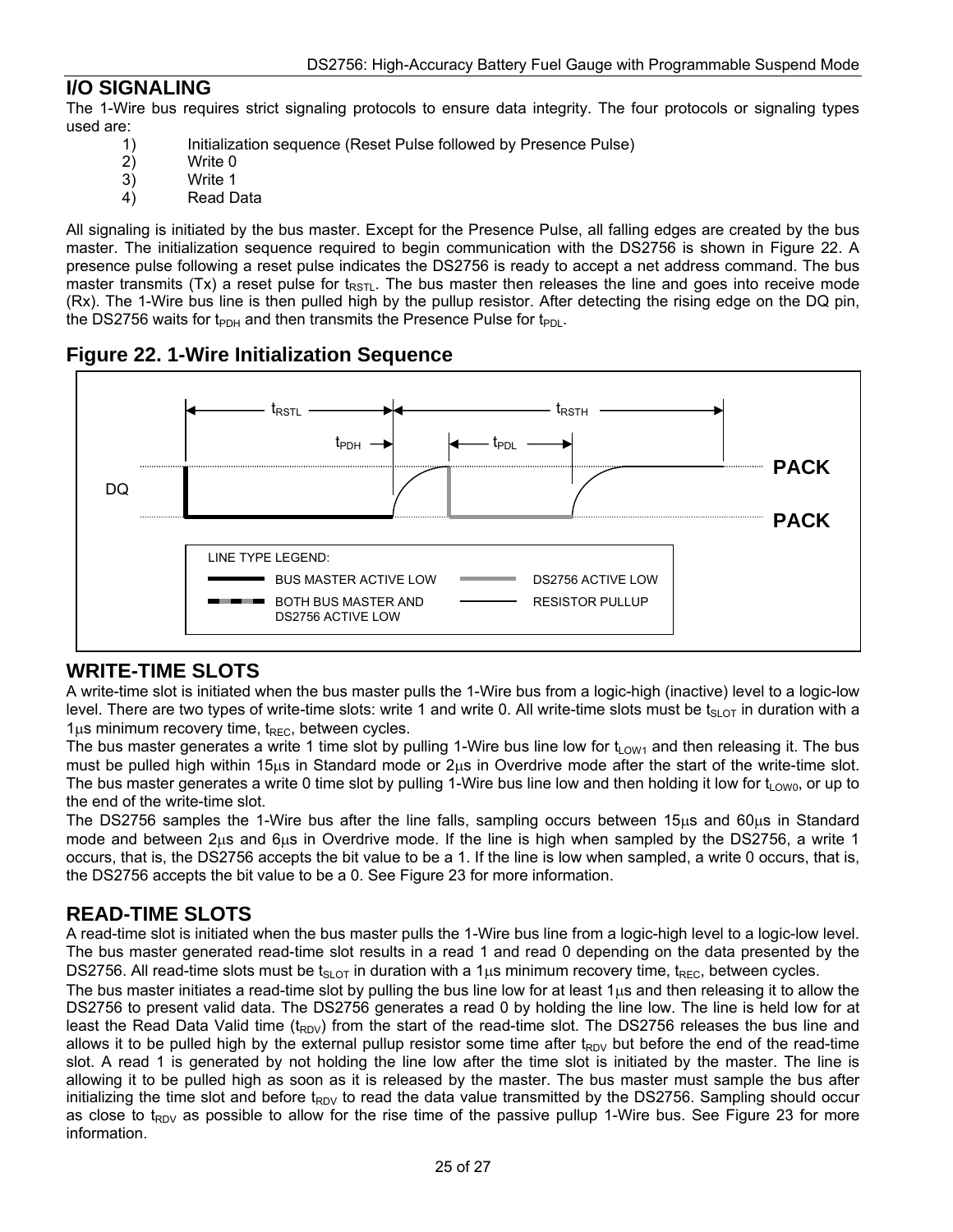## I/O SIGNALING

The 1-Wire bus requires strict signaling protocols to ensure data integrity. The four protocols or signaling types used are:

1) Initialization sequence (Reset Pulse followed by Presence Pulse)
2) Write 0
3) Write 1
4) Read Data

All signaling is initiated by the bus master. Except for the Presence Pulse, all falling edges are created by the bus master. The initialization sequence required to begin communication with the DS2756 is shown in Figure 22. A presence pulse following a reset pulse indicates the DS2756 is ready to accept a net address command. The bus master transmits (Tx) a reset pulse for $t_{RSTL}$. The bus master then releases the line and goes into receive mode (Rx). The 1-Wire bus line is then pulled high by the pullup resistor. After detecting the rising edge on the DQ pin, the DS2756 waits for $t_{PDH}$ and then transmits the Presence Pulse for $t_{PDL}$.

### Figure 22. 1-Wire Initialization Sequence

$t_{RSTL}$ $t_{RSTH}$ $t_{PDH}$ $t_{PDL}$

DQ PACK PACK

LINE TYPE LEGEND:
BUS MASTER ACTIVE LOW
DS2756 ACTIVE LOW
BOTH BUS MASTER AND DS2756 ACTIVE LOW
RESISTOR PULLUP

## WRITE-TIME SLOTS

A write-time slot is initiated when the bus master pulls the 1-Wire bus from a logic-high (inactive) level to a logic-low level. There are two types of write-time slots: write 1 and write 0. All write-time slots must be $t_{SLOT}$ in duration with a 1μs minimum recovery time, $t_{REC}$, between cycles.

The bus master generates a write 1 time slot by pulling 1-Wire bus line low for $t_{LOW1}$ and then releasing it. The bus must be pulled high within 15μs in Standard mode or 2μs in Overdrive mode after the start of the write-time slot. The bus master generates a write 0 time slot by pulling 1-Wire bus line low and then holding it low for $t_{LOW0}$, or up to the end of the write-time slot.

The DS2756 samples the 1-Wire bus after the line falls, sampling occurs between 15μs and 60μs in Standard mode and between 2μs and 6μs in Overdrive mode. If the line is high when sampled by the DS2756, a write 1 occurs, that is, the DS2756 accepts the bit value to be a 1. If the line is low when sampled, a write 0 occurs, that is, the DS2756 accepts the bit value to be a 0. See Figure 23 for more information.

## READ-TIME SLOTS

A read-time slot is initiated when the bus master pulls the 1-Wire bus line from a logic-high level to a logic-low level. The bus master generated read-time slot results in a read 1 and read 0 depending on the data presented by the DS2756. All read-time slots must be $t_{SLOT}$ in duration with a 1μs minimum recovery time, $t_{REC}$, between cycles.

The bus master initiates a read-time slot by pulling the bus line low for at least 1μs and then releasing it to allow the DS2756 to present valid data. The DS2756 generates a read 0 by holding the line low. The line is held low for at least the Read Data Valid time ($t_{RDV}$) from the start of the read-time slot. The DS2756 releases the bus line and allows it to be pulled high by the external pullup resistor some time after $t_{RDV}$ but before the end of the read-time slot. A read 1 is generated by not holding the line low after the time slot is initiated by the master. The line is allowing it to be pulled high as soon as it is released by the master. The bus master must sample the bus after initializing the time slot and before $t_{RDV}$ to read the data value transmitted by the DS2756. Sampling should occur as close to $t_{RDV}$ as possible to allow for the rise time of the passive pullup 1-Wire bus. See Figure 23 for more information.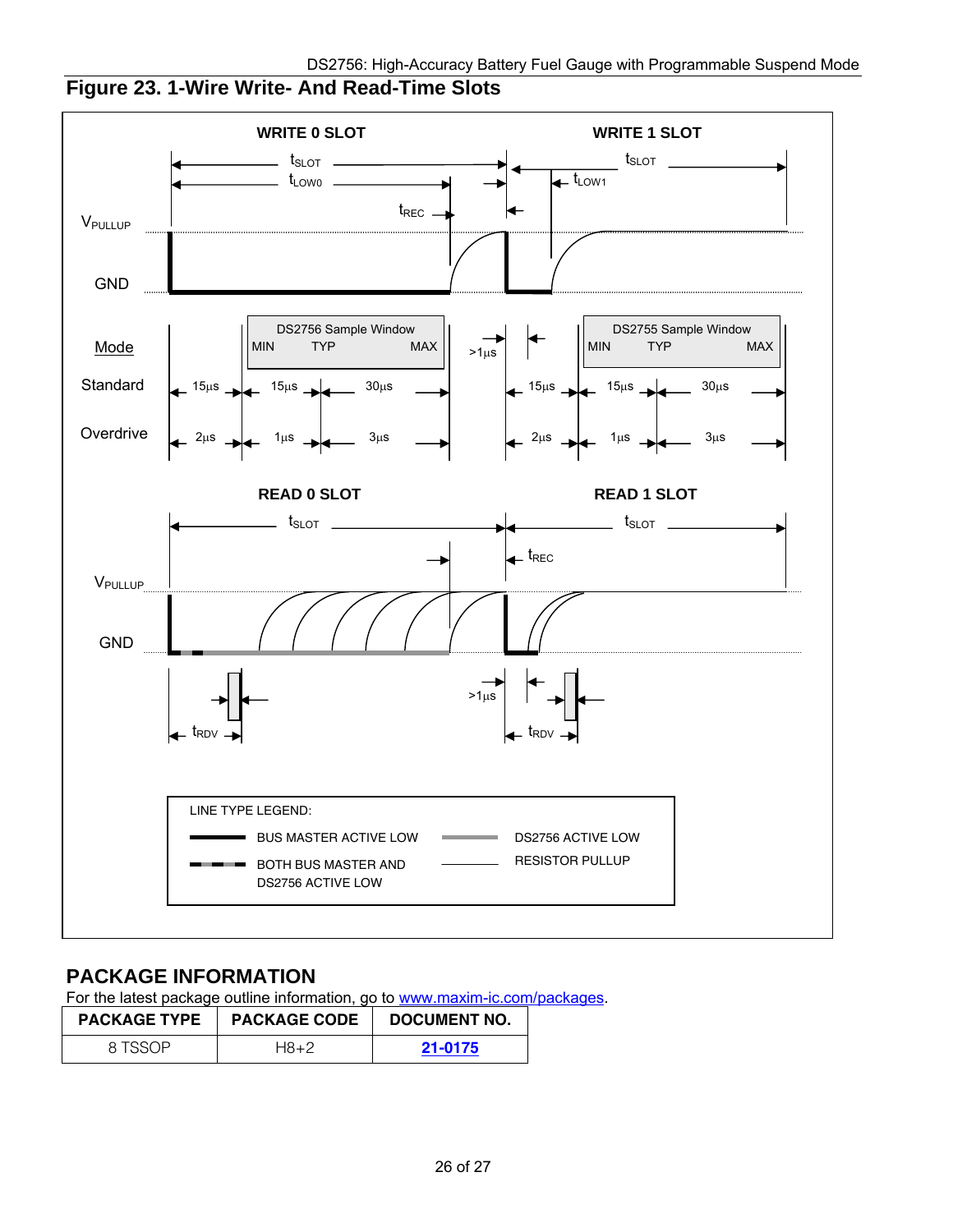## Figure 23. 1-Wire Write- And Read-Time Slots

WRITE 0 SLOT

WRITE 1 SLOT

$t_{SLOT}$

$t_{LOW0}$

$t_{REC}$

$t_{LOW1}$

$V_{PULLUP}$

GND

DS2756 Sample Window

MIN TYP MAX

DS2755 Sample Window

MIN TYP MAX

>1µs

Mode

Standard: 15µs, 15µs, 30µs

Overdrive: 2µs, 1µs, 3µs

READ 0 SLOT

READ 1 SLOT

$t_{RDV}$

LINE TYPE LEGEND:

BUS MASTER ACTIVE LOW

DS2756 ACTIVE LOW

BOTH BUS MASTER AND DS2756 ACTIVE LOW

RESISTOR PULLUP

## PACKAGE INFORMATION

For the latest package outline information, go to www.maxim-ic.com/packages.

| PACKAGE TYPE | PACKAGE CODE | DOCUMENT NO. |
|---|---|---|
| 8 TSSOP | H8+2 | 21-0175 |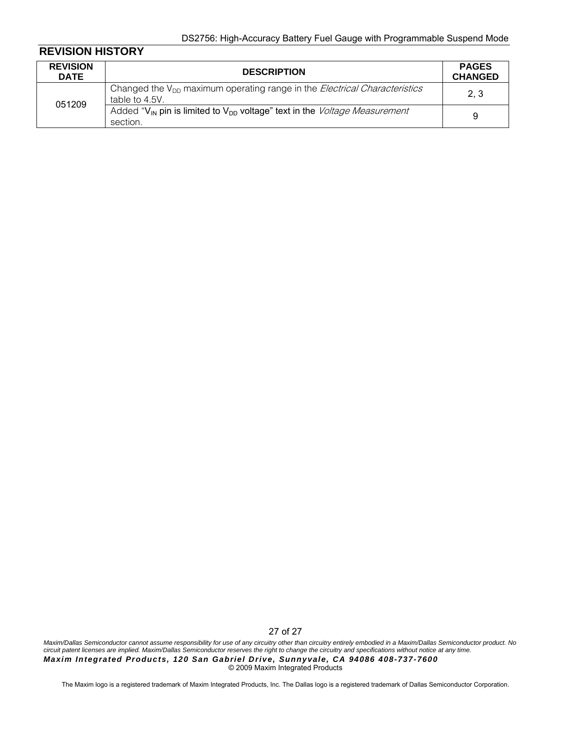## REVISION HISTORY

| REVISION DATE | DESCRIPTION | PAGES CHANGED |
|---|---|---|
| 051209 | Changed the $V_{DD}$ maximum operating range in the *Electrical Characteristics* table to 4.5V. | 2, 3 |
| | Added "$V_{IN}$ pin is limited to $V_{DD}$ voltage" text in the *Voltage Measurement* section. | 9 |

*Maxim/Dallas Semiconductor cannot assume responsibility for use of any circuitry other than circuitry entirely embodied in a Maxim/Dallas Semiconductor product. No circuit patent licenses are implied. Maxim/Dallas Semiconductor reserves the right to change the circuitry and specifications without notice at any time.*

***Maxim Integrated Products, 120 San Gabriel Drive, Sunnyvale, CA 94086 408-737-7600***

© 2009 Maxim Integrated Products

The Maxim logo is a registered trademark of Maxim Integrated Products, Inc. The Dallas logo is a registered trademark of Dallas Semiconductor Corporation.